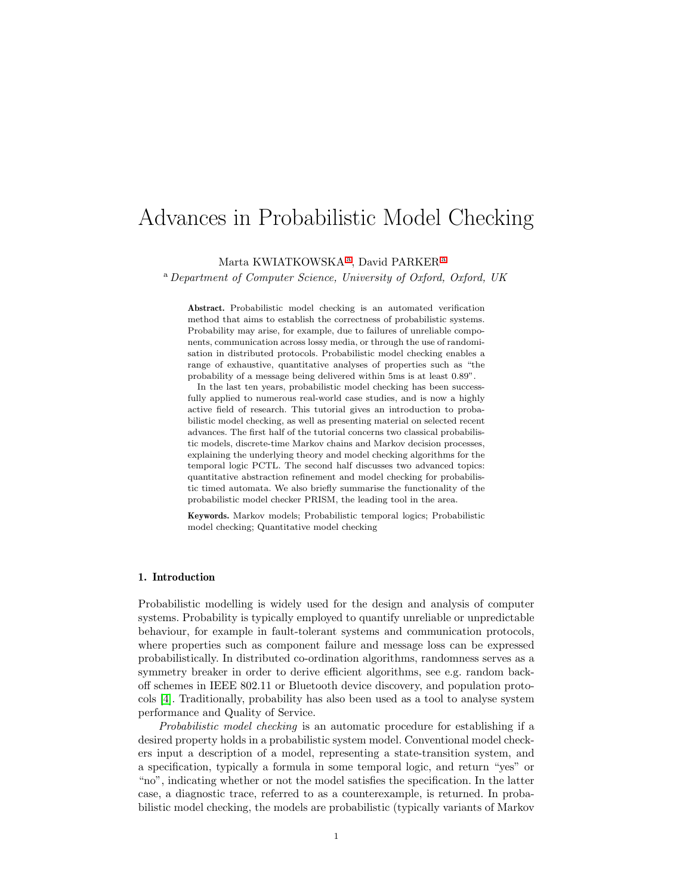# Advances in Probabilistic Model Checking

Marta KWIATKOWSKA [a], David PARKER [a]

[a] *Department of Computer Science, University of Oxford, Oxford, UK*

**Abstract.** Probabilistic model checking is an automated verification method that aims to establish the correctness of probabilistic systems. Probability may arise, for example, due to failures of unreliable components, communication across lossy media, or through the use of randomisation in distributed protocols. Probabilistic model checking enables a range of exhaustive, quantitative analyses of properties such as "the probability of a message being delivered within 5ms is at least 0.89".

In the last ten years, probabilistic model checking has been successfully applied to numerous real-world case studies, and is now a highly active field of research. This tutorial gives an introduction to probabilistic model checking, as well as presenting material on selected recent advances. The first half of the tutorial concerns two classical probabilistic models, discrete-time Markov chains and Markov decision processes, explaining the underlying theory and model checking algorithms for the temporal logic PCTL. The second half discusses two advanced topics: quantitative abstraction refinement and model checking for probabilistic timed automata. We also briefly summarise the functionality of the probabilistic model checker PRISM, the leading tool in the area.

**Keywords.** Markov models; Probabilistic temporal logics; Probabilistic model checking; Quantitative model checking

## 1. Introduction

Probabilistic modelling is widely used for the design and analysis of computer systems. Probability is typically employed to quantify unreliable or unpredictable behaviour, for example in fault-tolerant systems and communication protocols, where properties such as component failure and message loss can be expressed probabilistically. In distributed co-ordination algorithms, randomness serves as a symmetry breaker in order to derive efficient algorithms, see e.g. random back-off schemes in IEEE 802.11 or Bluetooth device discovery, and population protocols [4]. Traditionally, probability has also been used as a tool to analyse system performance and Quality of Service.

*Probabilistic model checking* is an automatic procedure for establishing if a desired property holds in a probabilistic system model. Conventional model checkers input a description of a model, representing a state-transition system, and a specification, typically a formula in some temporal logic, and return "yes" or "no", indicating whether or not the model satisfies the specification. In the latter case, a diagnostic trace, referred to as a counterexample, is returned. In probabilistic model checking, the models are probabilistic (typically variants of Markov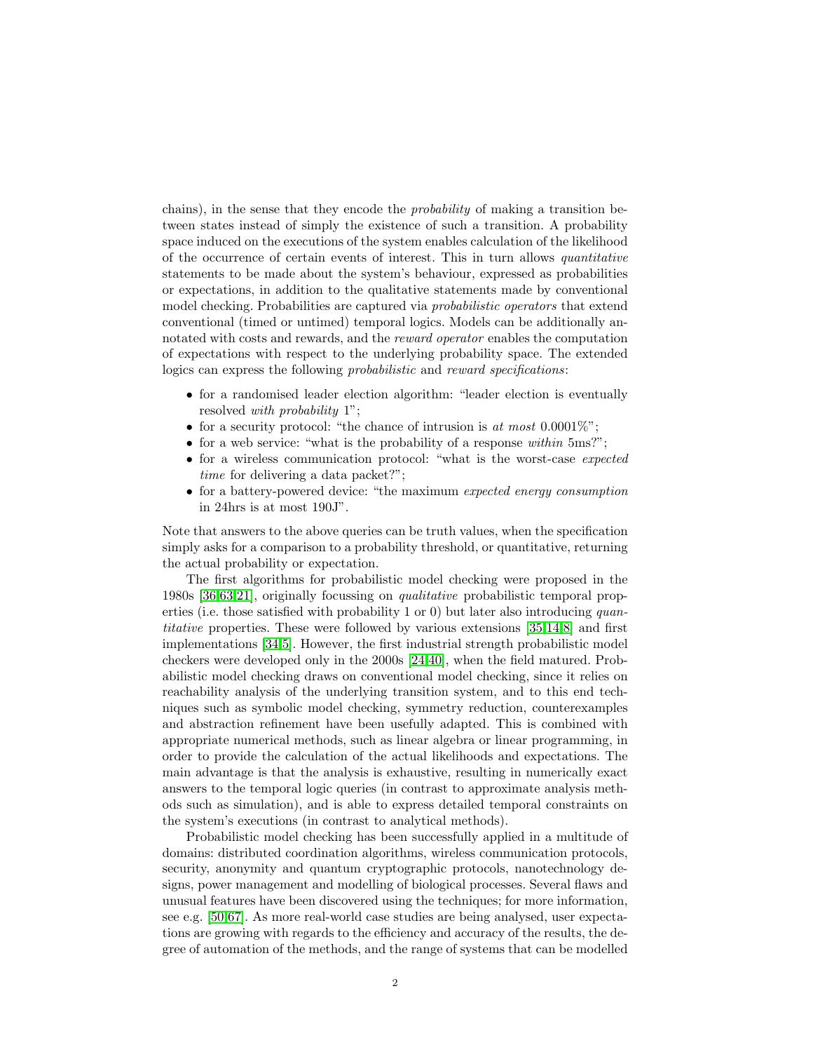chains), in the sense that they encode the *probability* of making a transition between states instead of simply the existence of such a transition. A probability space induced on the executions of the system enables calculation of the likelihood of the occurrence of certain events of interest. This in turn allows *quantitative* statements to be made about the system's behaviour, expressed as probabilities or expectations, in addition to the qualitative statements made by conventional model checking. Probabilities are captured via *probabilistic operators* that extend conventional (timed or untimed) temporal logics. Models can be additionally annotated with costs and rewards, and the *reward operator* enables the computation of expectations with respect to the underlying probability space. The extended logics can express the following *probabilistic* and *reward specifications*:

- for a randomised leader election algorithm: "leader election is eventually resolved *with probability* 1";
- for a security protocol: "the chance of intrusion is *at most* 0.0001%";
- for a web service: "what is the probability of a response *within* 5ms?";
- for a wireless communication protocol: "what is the worst-case *expected time* for delivering a data packet?";
- for a battery-powered device: "the maximum *expected energy consumption* in 24hrs is at most 190J".

Note that answers to the above queries can be truth values, when the specification simply asks for a comparison to a probability threshold, or quantitative, returning the actual probability or expectation.

The first algorithms for probabilistic model checking were proposed in the 1980s [36,63,21], originally focussing on *qualitative* probabilistic temporal properties (i.e. those satisfied with probability 1 or 0) but later also introducing *quantitative* properties. These were followed by various extensions [35,14,8] and first implementations [34,5]. However, the first industrial strength probabilistic model checkers were developed only in the 2000s [24,40], when the field matured. Probabilistic model checking draws on conventional model checking, since it relies on reachability analysis of the underlying transition system, and to this end techniques such as symbolic model checking, symmetry reduction, counterexamples and abstraction refinement have been usefully adapted. This is combined with appropriate numerical methods, such as linear algebra or linear programming, in order to provide the calculation of the actual likelihoods and expectations. The main advantage is that the analysis is exhaustive, resulting in numerically exact answers to the temporal logic queries (in contrast to approximate analysis methods such as simulation), and is able to express detailed temporal constraints on the system's executions (in contrast to analytical methods).

Probabilistic model checking has been successfully applied in a multitude of domains: distributed coordination algorithms, wireless communication protocols, security, anonymity and quantum cryptographic protocols, nanotechnology designs, power management and modelling of biological processes. Several flaws and unusual features have been discovered using the techniques; for more information, see e.g. [50,67]. As more real-world case studies are being analysed, user expectations are growing with regards to the efficiency and accuracy of the results, the degree of automation of the methods, and the range of systems that can be modelled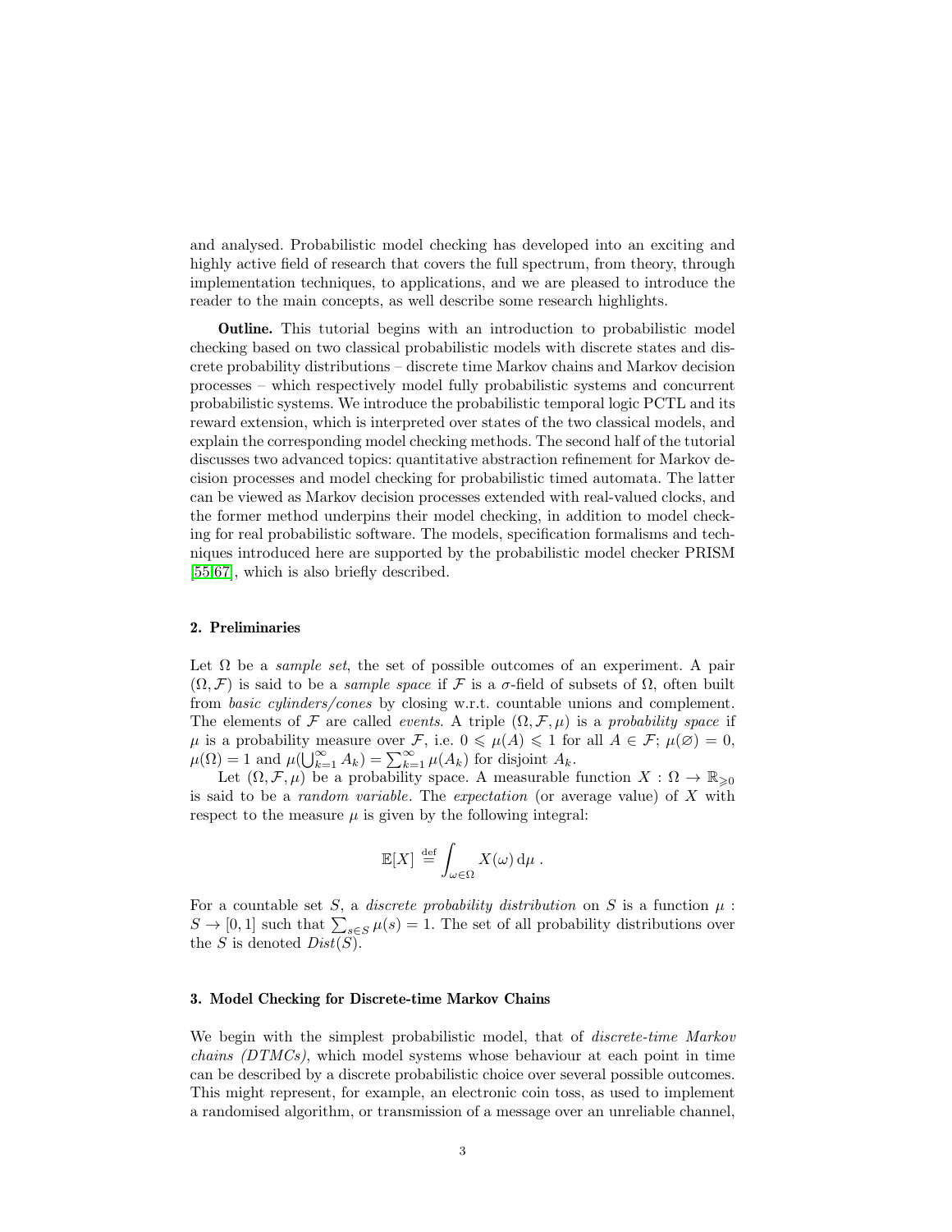and analysed. Probabilistic model checking has developed into an exciting and highly active field of research that covers the full spectrum, from theory, through implementation techniques, to applications, and we are pleased to introduce the reader to the main concepts, as well describe some research highlights.

**Outline.** This tutorial begins with an introduction to probabilistic model checking based on two classical probabilistic models with discrete states and discrete probability distributions – discrete time Markov chains and Markov decision processes – which respectively model fully probabilistic systems and concurrent probabilistic systems. We introduce the probabilistic temporal logic PCTL and its reward extension, which is interpreted over states of the two classical models, and explain the corresponding model checking methods. The second half of the tutorial discusses two advanced topics: quantitative abstraction refinement for Markov decision processes and model checking for probabilistic timed automata. The latter can be viewed as Markov decision processes extended with real-valued clocks, and the former method underpins their model checking, in addition to model checking for real probabilistic software. The models, specification formalisms and techniques introduced here are supported by the probabilistic model checker PRISM [55,67], which is also briefly described.

## 2. Preliminaries

Let $\Omega$ be a *sample set*, the set of possible outcomes of an experiment. A pair $(\Omega, \mathcal{F})$ is said to be a *sample space* if $\mathcal{F}$ is a $\sigma$-field of subsets of $\Omega$, often built from *basic cylinders/cones* by closing w.r.t. countable unions and complement. The elements of $\mathcal{F}$ are called *events*. A triple $(\Omega, \mathcal{F}, \mu)$ is a *probability space* if $\mu$ is a probability measure over $\mathcal{F}$, i.e. $0 \leqslant \mu(A) \leqslant 1$ for all $A \in \mathcal{F}$; $\mu(\varnothing) = 0$, $\mu(\Omega) = 1$ and $\mu(\bigcup_{k=1}^{\infty} A_k) = \sum_{k=1}^{\infty} \mu(A_k)$ for disjoint $A_k$.

Let $(\Omega, \mathcal{F}, \mu)$ be a probability space. A measurable function $X : \Omega \to \mathbb{R}_{\geqslant 0}$ is said to be a *random variable*. The *expectation* (or average value) of $X$ with respect to the measure $\mu$ is given by the following integral:

$$\mathbb{E}[X] \stackrel{\text{def}}{=} \int_{\omega \in \Omega} X(\omega) \, \mathrm{d}\mu \ .$$

For a countable set $S$, a *discrete probability distribution* on $S$ is a function $\mu : S \to [0, 1]$ such that $\sum_{s \in S} \mu(s) = 1$. The set of all probability distributions over the $S$ is denoted $Dist(S)$.

## 3. Model Checking for Discrete-time Markov Chains

We begin with the simplest probabilistic model, that of *discrete-time Markov chains (DTMCs)*, which model systems whose behaviour at each point in time can be described by a discrete probabilistic choice over several possible outcomes. This might represent, for example, an electronic coin toss, as used to implement a randomised algorithm, or transmission of a message over an unreliable channel,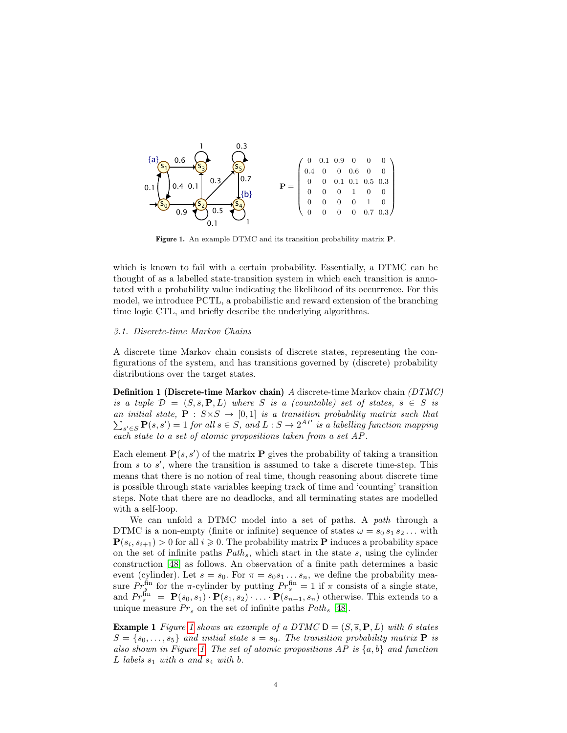$$\mathbf{P} = \begin{pmatrix} 0 & 0.1 & 0.9 & 0 & 0 & 0 \\ 0.4 & 0 & 0 & 0.6 & 0 & 0 \\ 0 & 0 & 0.1 & 0.1 & 0.5 & 0.3 \\ 0 & 0 & 0 & 1 & 0 & 0 \\ 0 & 0 & 0 & 0 & 1 & 0 \\ 0 & 0 & 0 & 0 & 0.7 & 0.3 \end{pmatrix}$$

**Figure 1.** An example DTMC and its transition probability matrix $\mathbf{P}$.

which is known to fail with a certain probability. Essentially, a DTMC can be thought of as a labelled state-transition system in which each transition is annotated with a probability value indicating the likelihood of its occurrence. For this model, we introduce PCTL, a probabilistic and reward extension of the branching time logic CTL, and briefly describe the underlying algorithms.

### *3.1. Discrete-time Markov Chains*

A discrete time Markov chain consists of discrete states, representing the configurations of the system, and has transitions governed by (discrete) probability distributions over the target states.

**Definition 1 (Discrete-time Markov chain)** *A* discrete-time Markov chain *(DTMC) is a tuple $\mathcal{D} = (S, \overline{s}, \mathbf{P}, L)$ where $S$ is a (countable) set of states, $\overline{s} \in S$ is an initial state, $\mathbf{P} : S \times S \to [0,1]$ is a transition probability matrix such that $\sum_{s' \in S} \mathbf{P}(s,s') = 1$ for all $s \in S$, and $L : S \to 2^{AP}$ is a labelling function mapping each state to a set of atomic propositions taken from a set $AP$.*

Each element $\mathbf{P}(s,s')$ of the matrix $\mathbf{P}$ gives the probability of taking a transition from $s$ to $s'$, where the transition is assumed to take a discrete time-step. This means that there is no notion of real time, though reasoning about discrete time is possible through state variables keeping track of time and 'counting' transition steps. Note that there are no deadlocks, and all terminating states are modelled with a self-loop.

We can unfold a DTMC model into a set of paths. A *path* through a DTMC is a non-empty (finite or infinite) sequence of states $\omega = s_0\, s_1\, s_2 \ldots$ with $\mathbf{P}(s_i, s_{i+1}) > 0$ for all $i \geqslant 0$. The probability matrix $\mathbf{P}$ induces a probability space on the set of infinite paths $Path_s$, which start in the state $s$, using the cylinder construction [48] as follows. An observation of a finite path determines a basic event (cylinder). Let $s = s_0$. For $\pi = s_0 s_1 \ldots s_n$, we define the probability measure $Pr_s^{\mathrm{fin}}$ for the $\pi$-cylinder by putting $Pr_s^{\mathrm{fin}} = 1$ if $\pi$ consists of a single state, and $Pr_s^{\mathrm{fin}} = \mathbf{P}(s_0, s_1) \cdot \mathbf{P}(s_1, s_2) \cdot \ldots \cdot \mathbf{P}(s_{n-1}, s_n)$ otherwise. This extends to a unique measure $Pr_s$ on the set of infinite paths $Path_s$ [48].

**Example 1** *Figure 1 shows an example of a DTMC $\mathsf{D} = (S, \overline{s}, \mathbf{P}, L)$ with 6 states $S = \{s_0, \ldots, s_5\}$ and initial state $\overline{s} = s_0$. The transition probability matrix $\mathbf{P}$ is also shown in Figure 1. The set of atomic propositions $AP$ is $\{a, b\}$ and function $L$ labels $s_1$ with $a$ and $s_4$ with $b$.*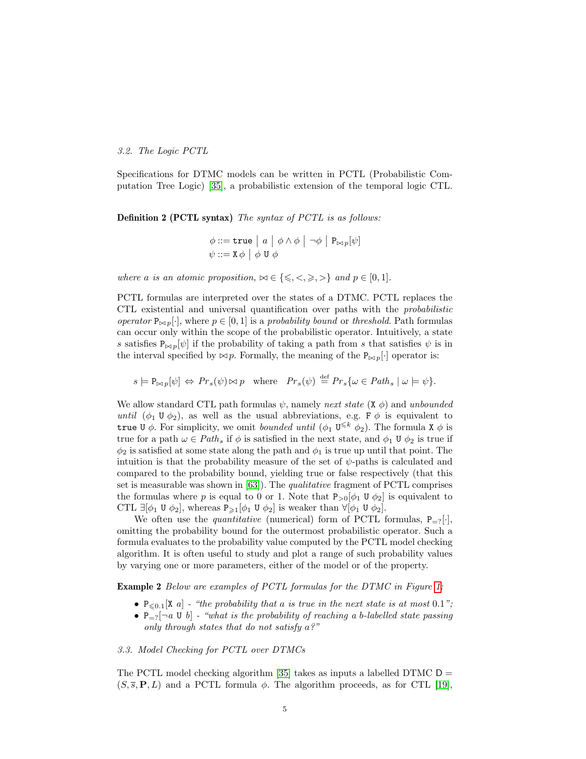### 3.2. The Logic PCTL

Specifications for DTMC models can be written in PCTL (Probabilistic Computation Tree Logic) [35], a probabilistic extension of the temporal logic CTL.

**Definition 2 (PCTL syntax)** *The syntax of PCTL is as follows:*

$$\phi ::= \texttt{true} \;\big|\; a \;\big|\; \phi \wedge \phi \;\big|\; \neg\phi \;\big|\; \texttt{P}_{\bowtie p}[\psi]$$
$$\psi ::= \texttt{X}\,\phi \;\big|\; \phi\ \texttt{U}\ \phi$$

*where $a$ is an atomic proposition, $\bowtie \in \{\leqslant, <, \geqslant, >\}$ and $p \in [0,1]$.*

PCTL formulas are interpreted over the states of a DTMC. PCTL replaces the CTL existential and universal quantification over paths with the *probabilistic operator* $\texttt{P}_{\bowtie p}[\cdot]$, where $p \in [0,1]$ is a *probability bound* or *threshold*. Path formulas can occur only within the scope of the probabilistic operator. Intuitively, a state $s$ satisfies $\texttt{P}_{\bowtie p}[\psi]$ if the probability of taking a path from $s$ that satisfies $\psi$ is in the interval specified by $\bowtie p$. Formally, the meaning of the $\texttt{P}_{\bowtie p}[\cdot]$ operator is:

$$s \models \texttt{P}_{\bowtie p}[\psi] \Leftrightarrow Pr_s(\psi) \bowtie p \quad \text{where} \quad Pr_s(\psi) \stackrel{\text{def}}{=} Pr_s\{\omega \in Path_s \mid \omega \models \psi\}.$$

We allow standard CTL path formulas $\psi$, namely *next state* ($\texttt{X}\ \phi$) and *unbounded until* ($\phi_1\ \texttt{U}\ \phi_2$), as well as the usual abbreviations, e.g. $\texttt{F}\ \phi$ is equivalent to $\texttt{true}\ \texttt{U}\ \phi$. For simplicity, we omit *bounded until* ($\phi_1\ \texttt{U}^{\leqslant k}\ \phi_2$). The formula $\texttt{X}\ \phi$ is true for a path $\omega \in Path_s$ if $\phi$ is satisfied in the next state, and $\phi_1\ \texttt{U}\ \phi_2$ is true if $\phi_2$ is satisfied at some state along the path and $\phi_1$ is true up until that point. The intuition is that the probability measure of the set of $\psi$-paths is calculated and compared to the probability bound, yielding true or false respectively (that this set is measurable was shown in [63]). The *qualitative* fragment of PCTL comprises the formulas where $p$ is equal to 0 or 1. Note that $\texttt{P}_{>0}[\phi_1\ \texttt{U}\ \phi_2]$ is equivalent to CTL $\exists[\phi_1\ \texttt{U}\ \phi_2]$, whereas $\texttt{P}_{\geqslant 1}[\phi_1\ \texttt{U}\ \phi_2]$ is weaker than $\forall[\phi_1\ \texttt{U}\ \phi_2]$.

We often use the *quantitative* (numerical) form of PCTL formulas, $\texttt{P}_{=?}[\cdot]$, omitting the probability bound for the outermost probabilistic operator. Such a formula evaluates to the probability value computed by the PCTL model checking algorithm. It is often useful to study and plot a range of such probability values by varying one or more parameters, either of the model or of the property.

**Example 2** *Below are examples of PCTL formulas for the DTMC in Figure 1:*

- $\texttt{P}_{\leqslant 0.1}[\texttt{X}\ a]$ - *"the probability that $a$ is true in the next state is at most 0.1";*
- $\texttt{P}_{=?}[\neg a\ \texttt{U}\ b]$ - *"what is the probability of reaching a $b$-labelled state passing only through states that do not satisfy $a$?"*

### 3.3. Model Checking for PCTL over DTMCs

The PCTL model checking algorithm [35] takes as inputs a labelled DTMC $\mathsf{D} = (S, \overline{s}, \mathbf{P}, L)$ and a PCTL formula $\phi$. The algorithm proceeds, as for CTL [19],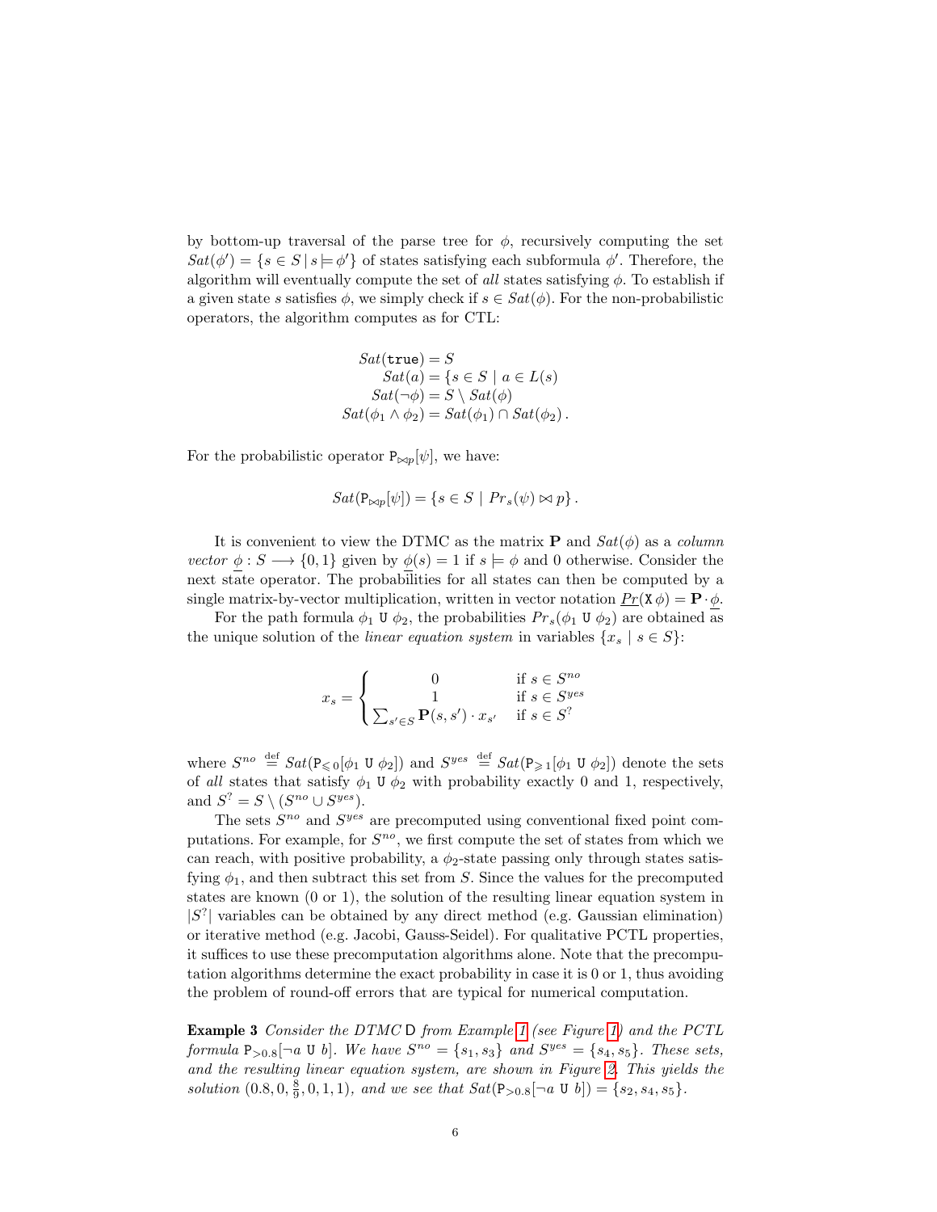by bottom-up traversal of the parse tree for $\phi$, recursively computing the set $Sat(\phi') = \{s \in S \mid s \models \phi'\}$ of states satisfying each subformula $\phi'$. Therefore, the algorithm will eventually compute the set of *all* states satisfying $\phi$. To establish if a given state $s$ satisfies $\phi$, we simply check if $s \in Sat(\phi)$. For the non-probabilistic operators, the algorithm computes as for CTL:

$$
\begin{aligned}
Sat(\mathtt{true}) &= S \\
Sat(a) &= \{s \in S \mid a \in L(s)\} \\
Sat(\neg\phi) &= S \setminus Sat(\phi) \\
Sat(\phi_1 \wedge \phi_2) &= Sat(\phi_1) \cap Sat(\phi_2)\,.
\end{aligned}
$$

For the probabilistic operator $\mathtt{P}_{\bowtie p}[\psi]$, we have:

$$
Sat(\mathtt{P}_{\bowtie p}[\psi]) = \{s \in S \mid Pr_s(\psi) \bowtie p\}\,.
$$

It is convenient to view the DTMC as the matrix $\mathbf{P}$ and $Sat(\phi)$ as a *column vector* $\underline{\phi} : S \longrightarrow \{0,1\}$ given by $\underline{\phi}(s) = 1$ if $s \models \phi$ and 0 otherwise. Consider the next state operator. The probabilities for all states can then be computed by a single matrix-by-vector multiplication, written in vector notation $\underline{Pr}(\mathtt{X}\,\phi) = \mathbf{P} \cdot \underline{\phi}$.

For the path formula $\phi_1 \;\mathtt{U}\; \phi_2$, the probabilities $Pr_s(\phi_1 \;\mathtt{U}\; \phi_2)$ are obtained as the unique solution of the *linear equation system* in variables $\{x_s \mid s \in S\}$:

$$
x_s = \begin{cases} 0 & \text{if } s \in S^{no} \\ 1 & \text{if } s \in S^{yes} \\ \sum_{s' \in S} \mathbf{P}(s,s') \cdot x_{s'} & \text{if } s \in S^{?} \end{cases}
$$

where $S^{no} \stackrel{\text{def}}{=} Sat(\mathtt{P}_{\leqslant 0}[\phi_1 \;\mathtt{U}\; \phi_2])$ and $S^{yes} \stackrel{\text{def}}{=} Sat(\mathtt{P}_{\geqslant 1}[\phi_1 \;\mathtt{U}\; \phi_2])$ denote the sets of *all* states that satisfy $\phi_1 \;\mathtt{U}\; \phi_2$ with probability exactly 0 and 1, respectively, and $S^{?} = S \setminus (S^{no} \cup S^{yes})$.

The sets $S^{no}$ and $S^{yes}$ are precomputed using conventional fixed point computations. For example, for $S^{no}$, we first compute the set of states from which we can reach, with positive probability, a $\phi_2$-state passing only through states satisfying $\phi_1$, and then subtract this set from $S$. Since the values for the precomputed states are known (0 or 1), the solution of the resulting linear equation system in $|S^{?}|$ variables can be obtained by any direct method (e.g. Gaussian elimination) or iterative method (e.g. Jacobi, Gauss-Seidel). For qualitative PCTL properties, it suffices to use these precomputation algorithms alone. Note that the precomputation algorithms determine the exact probability in case it is 0 or 1, thus avoiding the problem of round-off errors that are typical for numerical computation.

**Example 3** *Consider the DTMC* D *from Example 1 (see Figure 1) and the PCTL formula* $\mathtt{P}_{>0.8}[\neg a \;\mathtt{U}\; b]$. *We have* $S^{no} = \{s_1, s_3\}$ *and* $S^{yes} = \{s_4, s_5\}$. *These sets, and the resulting linear equation system, are shown in Figure 2. This yields the solution* $(0.8, 0, \frac{8}{9}, 0, 1, 1)$, *and we see that* $Sat(\mathtt{P}_{>0.8}[\neg a \;\mathtt{U}\; b]) = \{s_2, s_4, s_5\}$.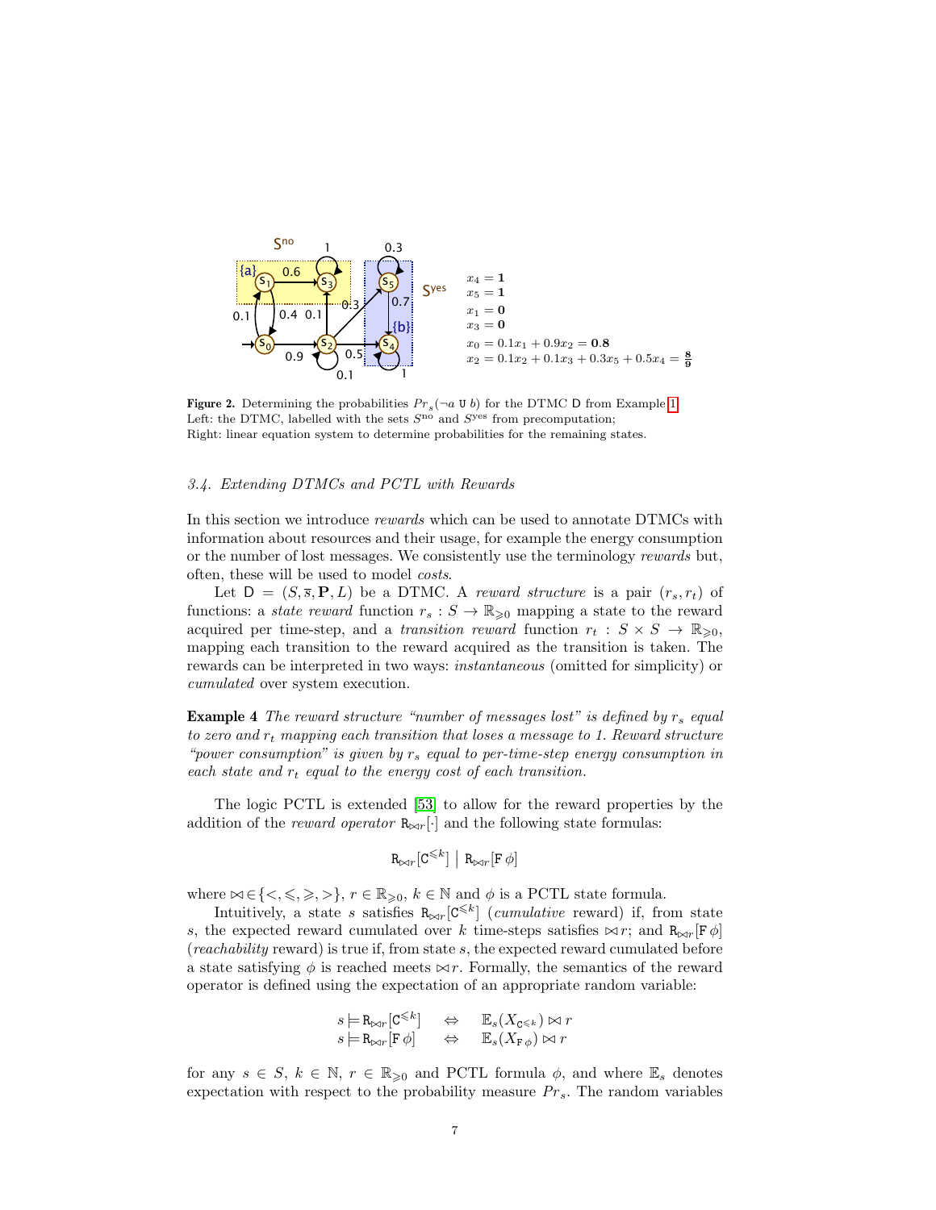$x_4 = \mathbf{1}$
$x_5 = \mathbf{1}$
$x_1 = \mathbf{0}$
$x_3 = \mathbf{0}$
$x_0 = 0.1x_1 + 0.9x_2 = \mathbf{0.8}$
$x_2 = 0.1x_2 + 0.1x_3 + 0.3x_5 + 0.5x_4 = \mathbf{\frac{8}{9}}$

**Figure 2.** Determining the probabilities $Pr_s(\neg a \; \mathtt{U} \; b)$ for the DTMC $\mathsf{D}$ from Example 1. Left: the DTMC, labelled with the sets $S^{\text{no}}$ and $S^{\text{yes}}$ from precomputation; Right: linear equation system to determine probabilities for the remaining states.

### *3.4. Extending DTMCs and PCTL with Rewards*

In this section we introduce *rewards* which can be used to annotate DTMCs with information about resources and their usage, for example the energy consumption or the number of lost messages. We consistently use the terminology *rewards* but, often, these will be used to model *costs*.

Let $\mathsf{D} = (S, \overline{s}, \mathbf{P}, L)$ be a DTMC. A *reward structure* is a pair $(r_s, r_t)$ of functions: a *state reward* function $r_s : S \to \mathbb{R}_{\geqslant 0}$ mapping a state to the reward acquired per time-step, and a *transition reward* function $r_t : S \times S \to \mathbb{R}_{\geqslant 0}$, mapping each transition to the reward acquired as the transition is taken. The rewards can be interpreted in two ways: *instantaneous* (omitted for simplicity) or *cumulated* over system execution.

**Example 4** *The reward structure "number of messages lost" is defined by $r_s$ equal to zero and $r_t$ mapping each transition that loses a message to 1. Reward structure "power consumption" is given by $r_s$ equal to per-time-step energy consumption in each state and $r_t$ equal to the energy cost of each transition.*

The logic PCTL is extended [53] to allow for the reward properties by the addition of the *reward operator* $\mathtt{R}_{\bowtie r}[\cdot]$ and the following state formulas:

$$\mathtt{R}_{\bowtie r}[\mathtt{C}^{\leqslant k}] \;\big|\; \mathtt{R}_{\bowtie r}[\mathtt{F}\,\phi]$$

where $\bowtie \in \{<, \leqslant, \geqslant, >\}$, $r \in \mathbb{R}_{\geqslant 0}$, $k \in \mathbb{N}$ and $\phi$ is a PCTL state formula.

Intuitively, a state $s$ satisfies $\mathtt{R}_{\bowtie r}[\mathtt{C}^{\leqslant k}]$ (*cumulative* reward) if, from state $s$, the expected reward cumulated over $k$ time-steps satisfies $\bowtie r$; and $\mathtt{R}_{\bowtie r}[\mathtt{F}\,\phi]$ (*reachability* reward) is true if, from state $s$, the expected reward cumulated before a state satisfying $\phi$ is reached meets $\bowtie r$. Formally, the semantics of the reward operator is defined using the expectation of an appropriate random variable:

$$\begin{aligned} s \models \mathtt{R}_{\bowtie r}[\mathtt{C}^{\leqslant k}] \quad &\Leftrightarrow \quad \mathbb{E}_s(X_{\mathtt{C}^{\leqslant k}}) \bowtie r \\ s \models \mathtt{R}_{\bowtie r}[\mathtt{F}\,\phi] \quad &\Leftrightarrow \quad \mathbb{E}_s(X_{\mathtt{F}\,\phi}) \bowtie r \end{aligned}$$

for any $s \in S$, $k \in \mathbb{N}$, $r \in \mathbb{R}_{\geqslant 0}$ and PCTL formula $\phi$, and where $\mathbb{E}_s$ denotes expectation with respect to the probability measure $Pr_s$. The random variables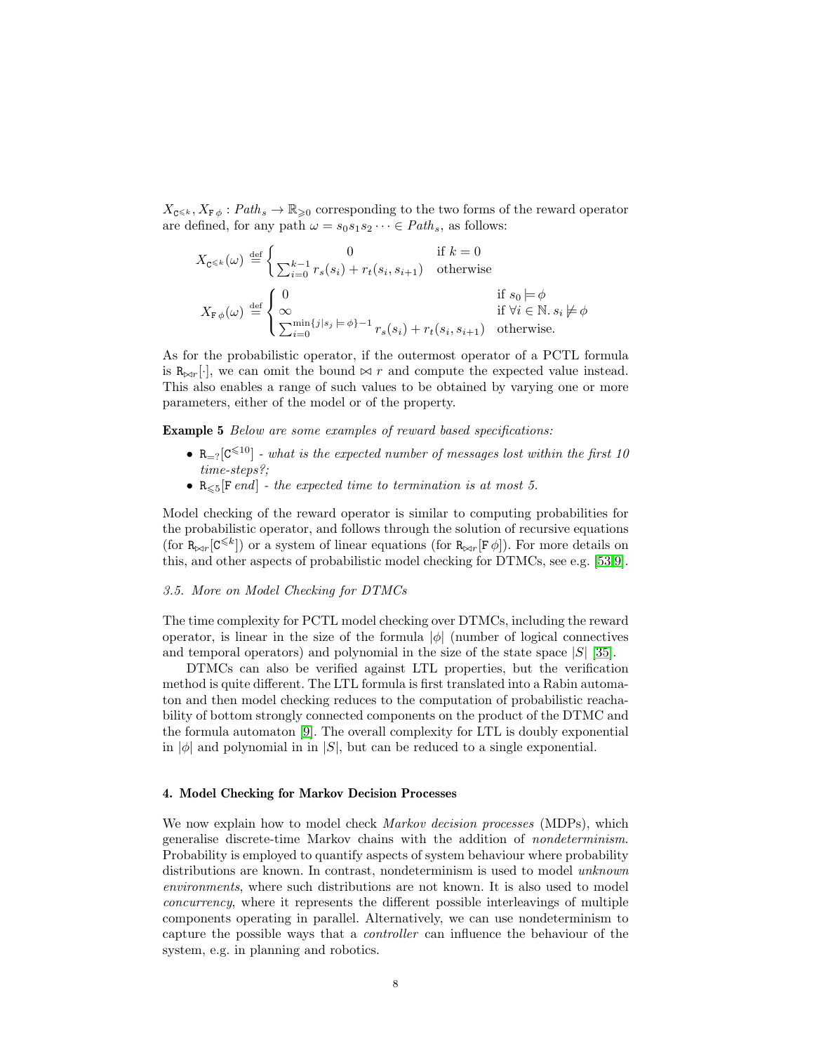$X_{\mathtt{C}^{\leqslant k}}, X_{\mathtt{F}\,\phi} : Path_s \to \mathbb{R}_{\geqslant 0}$ corresponding to the two forms of the reward operator are defined, for any path $\omega = s_0 s_1 s_2 \cdots \in Path_s$, as follows:

$$X_{\mathtt{C}^{\leqslant k}}(\omega) \stackrel{\text{def}}{=} \begin{cases} 0 & \text{if } k = 0 \\ \sum_{i=0}^{k-1} r_s(s_i) + r_t(s_i, s_{i+1}) & \text{otherwise} \end{cases}$$

$$X_{\mathtt{F}\,\phi}(\omega) \stackrel{\text{def}}{=} \begin{cases} 0 & \text{if } s_0 \models \phi \\ \infty & \text{if } \forall i \in \mathbb{N}.\, s_i \not\models \phi \\ \sum_{i=0}^{\min\{j | s_j \models \phi\}-1} r_s(s_i) + r_t(s_i, s_{i+1}) & \text{otherwise.} \end{cases}$$

As for the probabilistic operator, if the outermost operator of a PCTL formula is $\mathtt{R}_{\bowtie r}[\cdot]$, we can omit the bound $\bowtie r$ and compute the expected value instead. This also enables a range of such values to be obtained by varying one or more parameters, either of the model or of the property.

**Example 5** *Below are some examples of reward based specifications:*

- $\mathtt{R}_{=?}[\mathtt{C}^{\leqslant 10}]$ - *what is the expected number of messages lost within the first 10 time-steps?;*
- $\mathtt{R}_{\leqslant 5}[\mathtt{F}\, end]$ - *the expected time to termination is at most 5.*

Model checking of the reward operator is similar to computing probabilities for the probabilistic operator, and follows through the solution of recursive equations (for $\mathtt{R}_{\bowtie r}[\mathtt{C}^{\leqslant k}]$) or a system of linear equations (for $\mathtt{R}_{\bowtie r}[\mathtt{F}\,\phi]$). For more details on this, and other aspects of probabilistic model checking for DTMCs, see e.g. [53,9].

### 3.5. More on Model Checking for DTMCs

The time complexity for PCTL model checking over DTMCs, including the reward operator, is linear in the size of the formula $|\phi|$ (number of logical connectives and temporal operators) and polynomial in the size of the state space $|S|$ [35].

DTMCs can also be verified against LTL properties, but the verification method is quite different. The LTL formula is first translated into a Rabin automaton and then model checking reduces to the computation of probabilistic reachability of bottom strongly connected components on the product of the DTMC and the formula automaton [9]. The overall complexity for LTL is doubly exponential in $|\phi|$ and polynomial in in $|S|$, but can be reduced to a single exponential.

## 4. Model Checking for Markov Decision Processes

We now explain how to model check *Markov decision processes* (MDPs), which generalise discrete-time Markov chains with the addition of *nondeterminism*. Probability is employed to quantify aspects of system behaviour where probability distributions are known. In contrast, nondeterminism is used to model *unknown environments*, where such distributions are not known. It is also used to model *concurrency*, where it represents the different possible interleavings of multiple components operating in parallel. Alternatively, we can use nondeterminism to capture the possible ways that a *controller* can influence the behaviour of the system, e.g. in planning and robotics.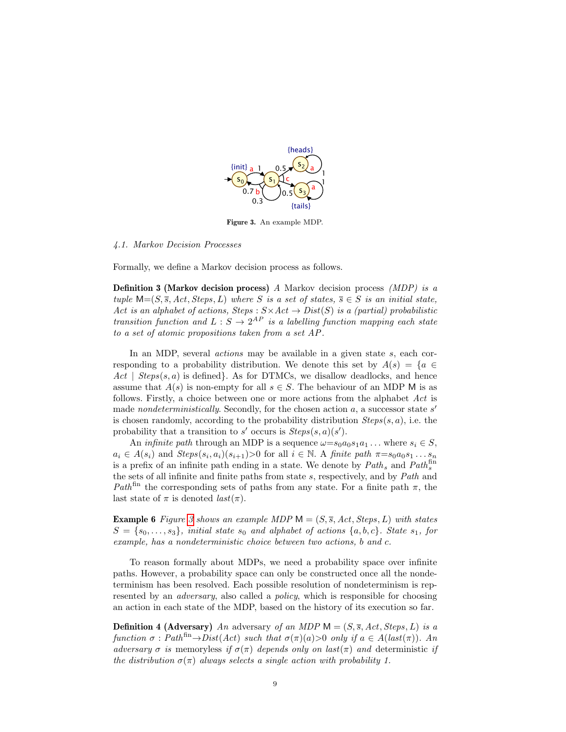**Figure 3.** An example MDP.

*4.1. Markov Decision Processes*

Formally, we define a Markov decision process as follows.

**Definition 3 (Markov decision process)** *A Markov decision process (MDP) is a tuple* $\mathsf{M}{=}(S, \overline{s}, Act, Steps, L)$ *where* $S$ *is a set of states,* $\overline{s} \in S$ *is an initial state,* $Act$ *is an alphabet of actions,* $Steps : S{\times}Act \rightarrow Dist(S)$ *is a (partial) probabilistic transition function and* $L : S \rightarrow 2^{AP}$ *is a labelling function mapping each state to a set of atomic propositions taken from a set* $AP$.

In an MDP, several *actions* may be available in a given state $s$, each corresponding to a probability distribution. We denote this set by $A(s) = \{a \in Act \mid Steps(s, a) \text{ is defined}\}$. As for DTMCs, we disallow deadlocks, and hence assume that $A(s)$ is non-empty for all $s \in S$. The behaviour of an MDP $\mathsf{M}$ is as follows. Firstly, a choice between one or more actions from the alphabet $Act$ is made *nondeterministically*. Secondly, for the chosen action $a$, a successor state $s'$ is chosen randomly, according to the probability distribution $Steps(s, a)$, i.e. the probability that a transition to $s'$ occurs is $Steps(s, a)(s')$.

An *infinite path* through an MDP is a sequence $\omega{=}s_0a_0s_1a_1\ldots$ where $s_i \in S$, $a_i \in A(s_i)$ and $Steps(s_i, a_i)(s_{i+1}){>}0$ for all $i \in \mathbb{N}$. A *finite path* $\pi{=}s_0a_0s_1\ldots s_n$ is a prefix of an infinite path ending in a state. We denote by $Path_s$ and $Path_s^{\text{fin}}$ the sets of all infinite and finite paths from state $s$, respectively, and by $Path$ and $Path^{\text{fin}}$ the corresponding sets of paths from any state. For a finite path $\pi$, the last state of $\pi$ is denoted $last(\pi)$.

**Example 6** *Figure 3 shows an example MDP* $\mathsf{M} = (S, \overline{s}, Act, Steps, L)$ *with states* $S = \{s_0, \ldots, s_3\}$*, initial state* $s_0$ *and alphabet of actions* $\{a, b, c\}$*. State* $s_1$*, for example, has a nondeterministic choice between two actions,* $b$ *and* $c$.

To reason formally about MDPs, we need a probability space over infinite paths. However, a probability space can only be constructed once all the nondeterminism has been resolved. Each possible resolution of nondeterminism is represented by an *adversary*, also called a *policy*, which is responsible for choosing an action in each state of the MDP, based on the history of its execution so far.

**Definition 4 (Adversary)** *An* adversary *of an MDP* $\mathsf{M} = (S, \overline{s}, Act, Steps, L)$ *is a function* $\sigma : Path^{\text{fin}}{\rightarrow}Dist(Act)$ *such that* $\sigma(\pi)(a){>}0$ *only if* $a \in A(last(\pi))$*. An adversary* $\sigma$ *is* memoryless *if* $\sigma(\pi)$ *depends only on* $last(\pi)$ *and* deterministic *if the distribution* $\sigma(\pi)$ *always selects a single action with probability 1.*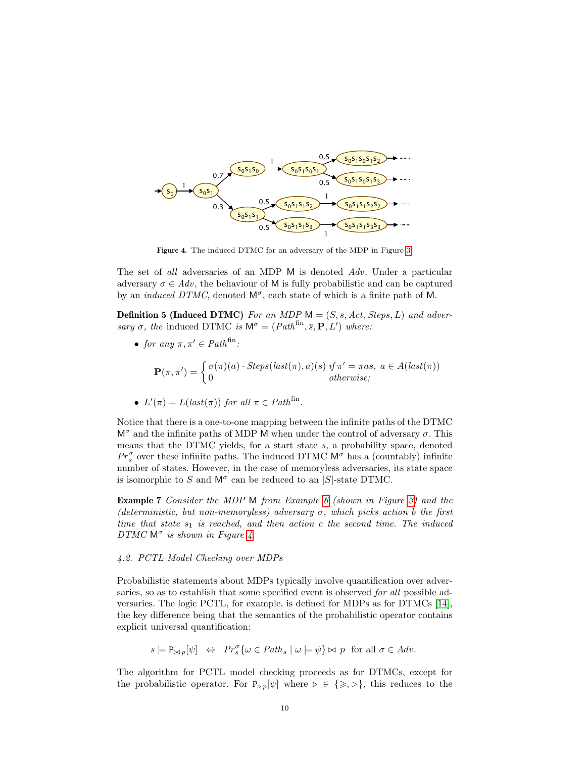**Figure 4.** The induced DTMC for an adversary of the MDP in Figure 3

The set of *all* adversaries of an MDP $\mathsf{M}$ is denoted $Adv$. Under a particular adversary $\sigma \in Adv$, the behaviour of $\mathsf{M}$ is fully probabilistic and can be captured by an *induced DTMC*, denoted $\mathsf{M}^\sigma$, each state of which is a finite path of $\mathsf{M}$.

**Definition 5 (Induced DTMC)** *For an MDP* $\mathsf{M} = (S, \overline{s}, Act, Steps, L)$ *and adversary* $\sigma$*, the* induced DTMC *is* $\mathsf{M}^\sigma = (Path^{\mathrm{fin}}, \overline{s}, \mathbf{P}, L')$ *where:*

- *for any* $\pi, \pi' \in Path^{\mathrm{fin}}$*:*

$$\mathbf{P}(\pi, \pi') = \begin{cases} \sigma(\pi)(a) \cdot Steps(last(\pi), a)(s) & \text{if } \pi' = \pi a s,\ a \in A(last(\pi)) \\ 0 & \text{otherwise;} \end{cases}$$

- $L'(\pi) = L(last(\pi))$ *for all* $\pi \in Path^{\mathrm{fin}}$.

Notice that there is a one-to-one mapping between the infinite paths of the DTMC $\mathsf{M}^\sigma$ and the infinite paths of MDP $\mathsf{M}$ when under the control of adversary $\sigma$. This means that the DTMC yields, for a start state $s$, a probability space, denoted $Pr_s^\sigma$ over these infinite paths. The induced DTMC $\mathsf{M}^\sigma$ has a (countably) infinite number of states. However, in the case of memoryless adversaries, its state space is isomorphic to $S$ and $\mathsf{M}^\sigma$ can be reduced to an $|S|$-state DTMC.

**Example 7** *Consider the MDP* $\mathsf{M}$ *from Example 6 (shown in Figure 3) and the (deterministic, but non-memoryless) adversary* $\sigma$*, which picks action* $b$ *the first time that state* $s_1$ *is reached, and then action* $c$ *the second time. The induced DTMC* $\mathsf{M}^\sigma$ *is shown in Figure 4.*

### 4.2. PCTL Model Checking over MDPs

Probabilistic statements about MDPs typically involve quantification over adversaries, so as to establish that some specified event is observed *for all* possible adversaries. The logic PCTL, for example, is defined for MDPs as for DTMCs [14], the key difference being that the semantics of the probabilistic operator contains explicit universal quantification:

$$s \models \mathsf{P}_{\bowtie p}[\psi] \quad \Leftrightarrow \quad Pr_s^\sigma\{\omega \in Path_s \mid \omega \models \psi\} \bowtie p \;\; \text{for all } \sigma \in Adv.$$

The algorithm for PCTL model checking proceeds as for DTMCs, except for the probabilistic operator. For $\mathsf{P}_{\triangleright p}[\psi]$ where $\triangleright \in \{\geqslant, >\}$, this reduces to the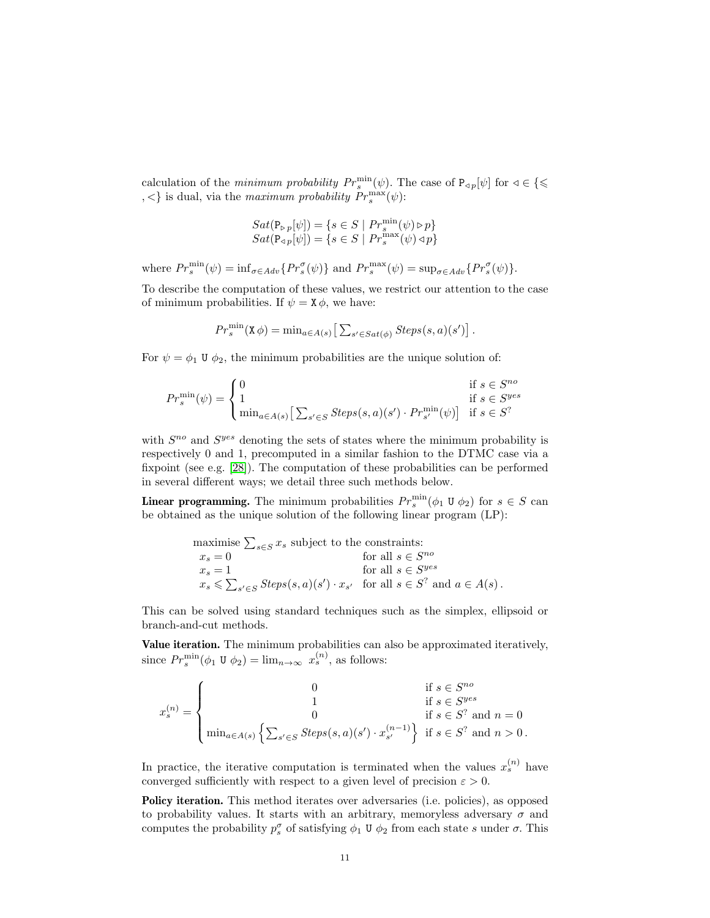calculation of the *minimum probability* $Pr_s^{\min}(\psi)$. The case of $\mathtt{P}_{\triangleleft p}[\psi]$ for $\triangleleft \in \{\leqslant, <\}$ is dual, via the *maximum probability* $Pr_s^{\max}(\psi)$:

$$
\begin{array}{l}
Sat(\mathtt{P}_{\triangleright p}[\psi]) = \{s \in S \mid Pr_s^{\min}(\psi) \triangleright p\} \\
Sat(\mathtt{P}_{\triangleleft p}[\psi]) = \{s \in S \mid Pr_s^{\max}(\psi) \triangleleft p\}
\end{array}
$$

where $Pr_s^{\min}(\psi) = \inf_{\sigma \in Adv}\{Pr_s^\sigma(\psi)\}$ and $Pr_s^{\max}(\psi) = \sup_{\sigma \in Adv}\{Pr_s^\sigma(\psi)\}$.

To describe the computation of these values, we restrict our attention to the case of minimum probabilities. If $\psi = \mathtt{X}\,\phi$, we have:

$$
Pr_s^{\min}(\mathtt{X}\,\phi) = \min_{a \in A(s)} \big[ \textstyle\sum_{s' \in Sat(\phi)} Steps(s,a)(s') \big] .
$$

For $\psi = \phi_1 \ \mathtt{U}\ \phi_2$, the minimum probabilities are the unique solution of:

$$
Pr_s^{\min}(\psi) = \begin{cases} 0 & \text{if } s \in S^{no} \\ 1 & \text{if } s \in S^{yes} \\ \min_{a \in A(s)} \big[ \sum_{s' \in S} Steps(s,a)(s') \cdot Pr_{s'}^{\min}(\psi) \big] & \text{if } s \in S^{?} \end{cases}
$$

with $S^{no}$ and $S^{yes}$ denoting the sets of states where the minimum probability is respectively 0 and 1, precomputed in a similar fashion to the DTMC case via a fixpoint (see e.g. [28]). The computation of these probabilities can be performed in several different ways; we detail three such methods below.

**Linear programming.** The minimum probabilities $Pr_s^{\min}(\phi_1 \ \mathtt{U}\ \phi_2)$ for $s \in S$ can be obtained as the unique solution of the following linear program (LP):

$$
\begin{array}{ll}
\multicolumn{2}{l}{\text{maximise } \sum_{s \in S} x_s \text{ subject to the constraints:}} \\
\quad x_s = 0 & \text{for all } s \in S^{no} \\
\quad x_s = 1 & \text{for all } s \in S^{yes} \\
\quad x_s \leqslant \sum_{s' \in S} Steps(s,a)(s') \cdot x_{s'} & \text{for all } s \in S^{?} \text{ and } a \in A(s) .
\end{array}
$$

This can be solved using standard techniques such as the simplex, ellipsoid or branch-and-cut methods.

**Value iteration.** The minimum probabilities can also be approximated iteratively, since $Pr_s^{\min}(\phi_1 \ \mathtt{U}\ \phi_2) = \lim_{n \to \infty} \ x_s^{(n)}$, as follows:

$$
x_s^{(n)} = \begin{cases} 0 & \text{if } s \in S^{no} \\ 1 & \text{if } s \in S^{yes} \\ 0 & \text{if } s \in S^{?} \text{ and } n = 0 \\ \min_{a \in A(s)} \Big\{ \sum_{s' \in S} Steps(s,a)(s') \cdot x_{s'}^{(n-1)} \Big\} & \text{if } s \in S^{?} \text{ and } n > 0 . \end{cases}
$$

In practice, the iterative computation is terminated when the values $x_s^{(n)}$ have converged sufficiently with respect to a given level of precision $\varepsilon > 0$.

**Policy iteration.** This method iterates over adversaries (i.e. policies), as opposed to probability values. It starts with an arbitrary, memoryless adversary $\sigma$ and computes the probability $p_s^\sigma$ of satisfying $\phi_1 \ \mathtt{U}\ \phi_2$ from each state $s$ under $\sigma$. This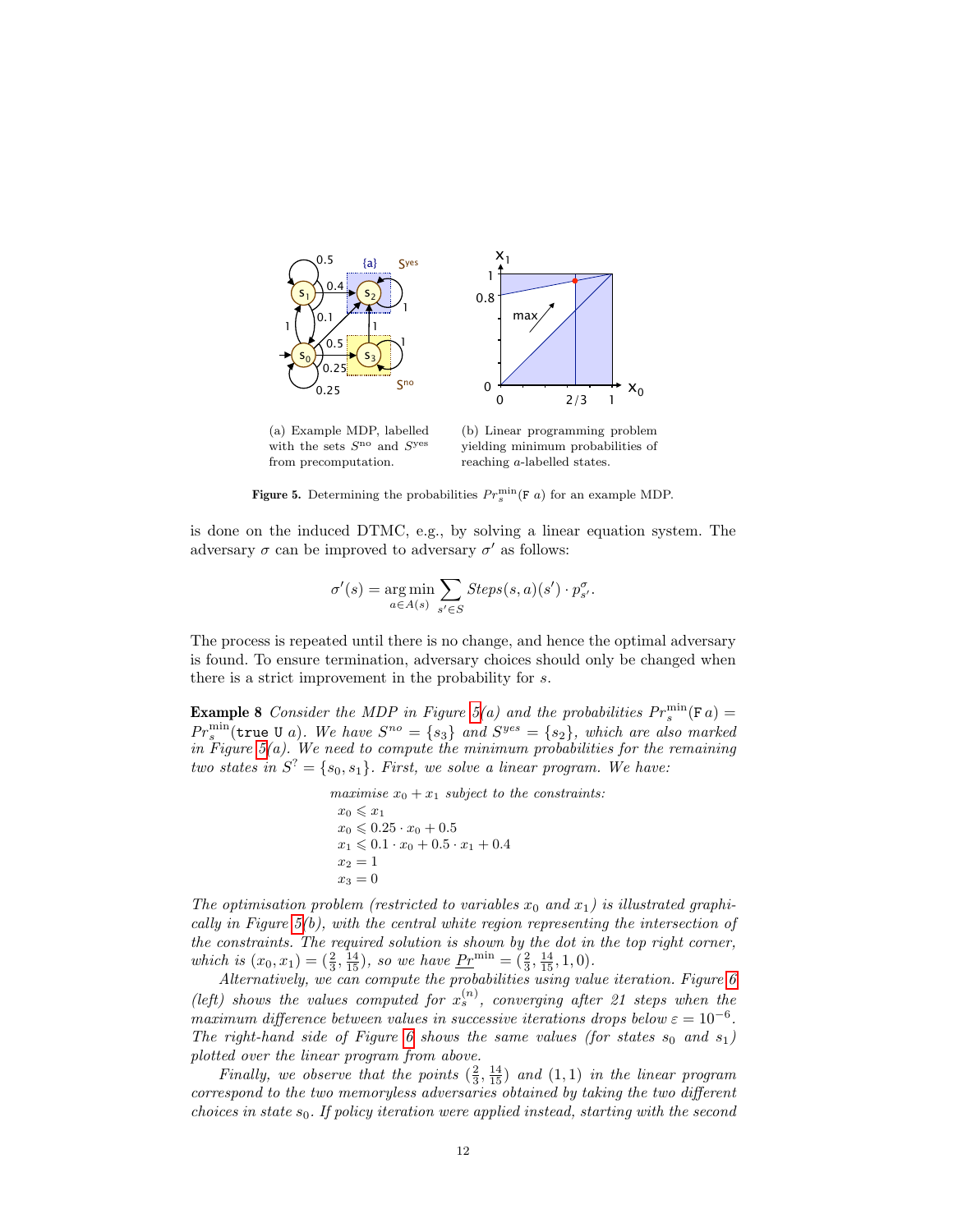(a) Example MDP, labelled with the sets $S^{\text{no}}$ and $S^{\text{yes}}$ from precomputation.

(b) Linear programming problem yielding minimum probabilities of reaching $a$-labelled states.

**Figure 5.** Determining the probabilities $Pr_s^{\min}(\texttt{F}\ a)$ for an example MDP.

is done on the induced DTMC, e.g., by solving a linear equation system. The adversary $\sigma$ can be improved to adversary $\sigma'$ as follows:

$$\sigma'(s) = \operatorname*{arg\,min}_{a \in A(s)} \sum_{s' \in S} Steps(s,a)(s') \cdot p^{\sigma}_{s'}.$$

The process is repeated until there is no change, and hence the optimal adversary is found. To ensure termination, adversary choices should only be changed when there is a strict improvement in the probability for $s$.

**Example 8** *Consider the MDP in Figure 5(a) and the probabilities $Pr_s^{\min}(\texttt{F}\ a) = Pr_s^{\min}(\texttt{true}\ \texttt{U}\ a)$. We have $S^{no} = \{s_3\}$ and $S^{yes} = \{s_2\}$, which are also marked in Figure 5(a). We need to compute the minimum probabilities for the remaining two states in $S^? = \{s_0, s_1\}$. First, we solve a linear program. We have:*

*maximise $x_0 + x_1$ subject to the constraints:*

$$\begin{aligned}
&x_0 \leqslant x_1 \\
&x_0 \leqslant 0.25 \cdot x_0 + 0.5 \\
&x_1 \leqslant 0.1 \cdot x_0 + 0.5 \cdot x_1 + 0.4 \\
&x_2 = 1 \\
&x_3 = 0
\end{aligned}$$

*The optimisation problem (restricted to variables $x_0$ and $x_1$) is illustrated graphically in Figure 5(b), with the central white region representing the intersection of the constraints. The required solution is shown by the dot in the top right corner, which is $(x_0, x_1) = (\frac{2}{3}, \frac{14}{15})$, so we have $\underline{Pr}^{\min} = (\frac{2}{3}, \frac{14}{15}, 1, 0)$.*

*Alternatively, we can compute the probabilities using value iteration. Figure 6 (left) shows the values computed for $x_s^{(n)}$, converging after 21 steps when the maximum difference between values in successive iterations drops below $\varepsilon = 10^{-6}$. The right-hand side of Figure 6 shows the same values (for states $s_0$ and $s_1$) plotted over the linear program from above.*

*Finally, we observe that the points $(\frac{2}{3}, \frac{14}{15})$ and $(1, 1)$ in the linear program correspond to the two memoryless adversaries obtained by taking the two different choices in state $s_0$. If policy iteration were applied instead, starting with the second*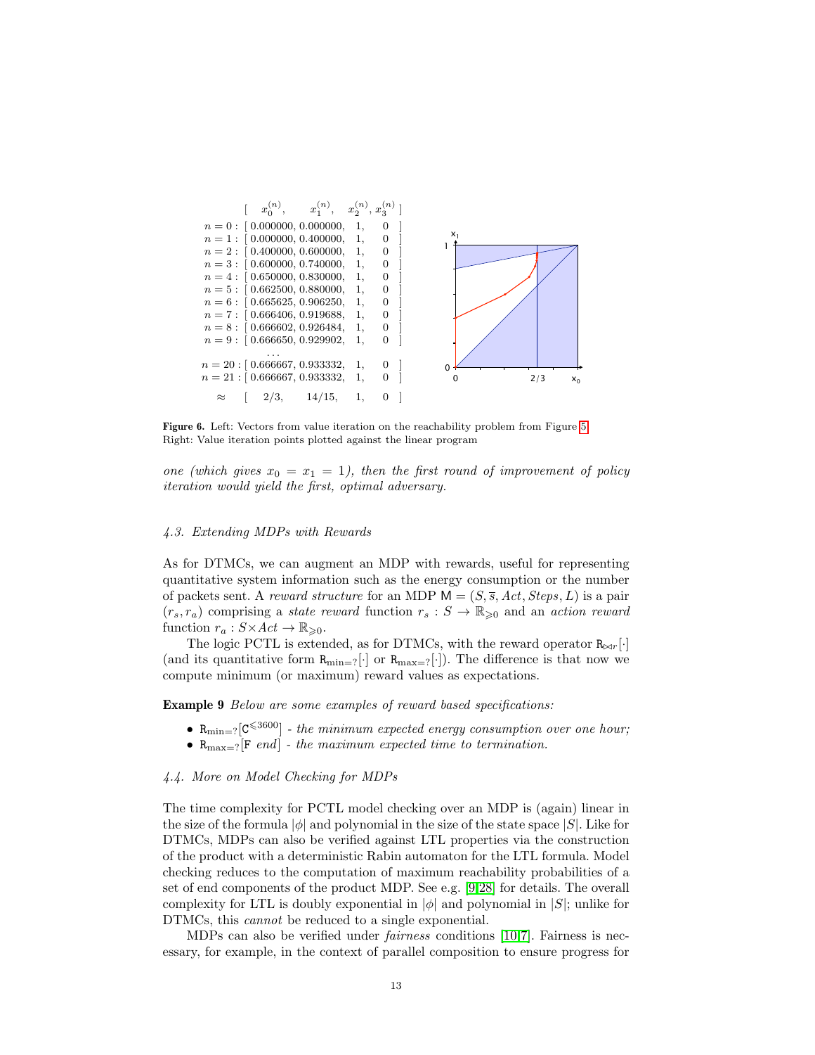| | $x_0^{(n)}$ | $x_1^{(n)}$ | $x_2^{(n)}$ | $x_3^{(n)}$ |
|---|---|---|---|---|
| $n = 0$ : | 0.000000 | 0.000000 | 1 | 0 |
| $n = 1$ : | 0.000000 | 0.400000 | 1 | 0 |
| $n = 2$ : | 0.400000 | 0.600000 | 1 | 0 |
| $n = 3$ : | 0.600000 | 0.740000 | 1 | 0 |
| $n = 4$ : | 0.650000 | 0.830000 | 1 | 0 |
| $n = 5$ : | 0.662500 | 0.880000 | 1 | 0 |
| $n = 6$ : | 0.665625 | 0.906250 | 1 | 0 |
| $n = 7$ : | 0.666406 | 0.919688 | 1 | 0 |
| $n = 8$ : | 0.666602 | 0.926484 | 1 | 0 |
| $n = 9$ : | 0.666650 | 0.929902 | 1 | 0 |
| ... | | | | |
| $n = 20$ : | 0.666667 | 0.933332 | 1 | 0 |
| $n = 21$ : | 0.666667 | 0.933332 | 1 | 0 |
| $\approx$ | 2/3 | 14/15 | 1 | 0 |

**Figure 6.** Left: Vectors from value iteration on the reachability problem from Figure 5. Right: Value iteration points plotted against the linear program

*one (which gives $x_0 = x_1 = 1$), then the first round of improvement of policy iteration would yield the first, optimal adversary.*

### 4.3. Extending MDPs with Rewards

As for DTMCs, we can augment an MDP with rewards, useful for representing quantitative system information such as the energy consumption or the number of packets sent. A *reward structure* for an MDP $\mathsf{M} = (S, \overline{s}, Act, Steps, L)$ is a pair $(r_s, r_a)$ comprising a *state reward* function $r_s : S \to \mathbb{R}_{\geqslant 0}$ and an *action reward* function $r_a : S \times Act \to \mathbb{R}_{\geqslant 0}$.

The logic PCTL is extended, as for DTMCs, with the reward operator $\mathtt{R}_{\bowtie r}[\cdot]$ (and its quantitative form $\mathtt{R}_{\min=?}[\cdot]$ or $\mathtt{R}_{\max=?}[\cdot]$). The difference is that now we compute minimum (or maximum) reward values as expectations.

**Example 9** *Below are some examples of reward based specifications:*

- $\mathtt{R}_{\min=?}[\mathtt{C}^{\leqslant 3600}]$ - *the minimum expected energy consumption over one hour;*
- $\mathtt{R}_{\max=?}[\mathtt{F}\ end]$ - *the maximum expected time to termination.*

### 4.4. More on Model Checking for MDPs

The time complexity for PCTL model checking over an MDP is (again) linear in the size of the formula $|\phi|$ and polynomial in the size of the state space $|S|$. Like for DTMCs, MDPs can also be verified against LTL properties via the construction of the product with a deterministic Rabin automaton for the LTL formula. Model checking reduces to the computation of maximum reachability probabilities of a set of end components of the product MDP. See e.g. [9,28] for details. The overall complexity for LTL is doubly exponential in $|\phi|$ and polynomial in $|S|$; unlike for DTMCs, this *cannot* be reduced to a single exponential.

MDPs can also be verified under *fairness* conditions [10,7]. Fairness is necessary, for example, in the context of parallel composition to ensure progress for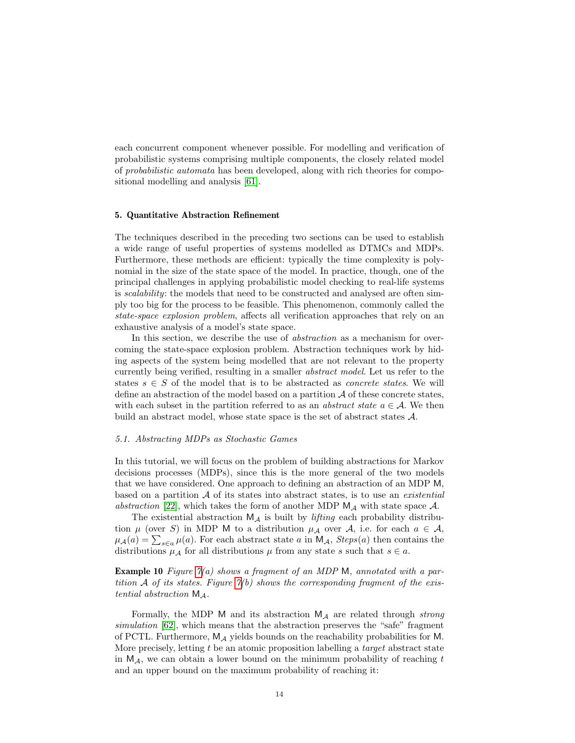each concurrent component whenever possible. For modelling and verification of probabilistic systems comprising multiple components, the closely related model of *probabilistic automata* has been developed, along with rich theories for compositional modelling and analysis [61].

## 5. Quantitative Abstraction Refinement

The techniques described in the preceding two sections can be used to establish a wide range of useful properties of systems modelled as DTMCs and MDPs. Furthermore, these methods are efficient: typically the time complexity is polynomial in the size of the state space of the model. In practice, though, one of the principal challenges in applying probabilistic model checking to real-life systems is *scalability*: the models that need to be constructed and analysed are often simply too big for the process to be feasible. This phenomenon, commonly called the *state-space explosion problem*, affects all verification approaches that rely on an exhaustive analysis of a model's state space.

In this section, we describe the use of *abstraction* as a mechanism for overcoming the state-space explosion problem. Abstraction techniques work by hiding aspects of the system being modelled that are not relevant to the property currently being verified, resulting in a smaller *abstract model*. Let us refer to the states $s \in S$ of the model that is to be abstracted as *concrete states*. We will define an abstraction of the model based on a partition $\mathcal{A}$ of these concrete states, with each subset in the partition referred to as an *abstract state* $a \in \mathcal{A}$. We then build an abstract model, whose state space is the set of abstract states $\mathcal{A}$.

### 5.1. Abstracting MDPs as Stochastic Games

In this tutorial, we will focus on the problem of building abstractions for Markov decisions processes (MDPs), since this is the more general of the two models that we have considered. One approach to defining an abstraction of an MDP $\mathsf{M}$, based on a partition $\mathcal{A}$ of its states into abstract states, is to use an *existential abstraction* [22], which takes the form of another MDP $\mathsf{M}_{\mathcal{A}}$ with state space $\mathcal{A}$.

The existential abstraction $\mathsf{M}_{\mathcal{A}}$ is built by *lifting* each probability distribution $\mu$ (over $S$) in MDP $\mathsf{M}$ to a distribution $\mu_{\mathcal{A}}$ over $\mathcal{A}$, i.e. for each $a \in \mathcal{A}$, $\mu_{\mathcal{A}}(a) = \sum_{s \in a} \mu(a)$. For each abstract state $a$ in $\mathsf{M}_{\mathcal{A}}$, $Steps(a)$ then contains the distributions $\mu_{\mathcal{A}}$ for all distributions $\mu$ from any state $s$ such that $s \in a$.

**Example 10** *Figure 7(a) shows a fragment of an MDP $\mathsf{M}$, annotated with a partition $\mathcal{A}$ of its states. Figure 7(b) shows the corresponding fragment of the existential abstraction $\mathsf{M}_{\mathcal{A}}$.*

Formally, the MDP $\mathsf{M}$ and its abstraction $\mathsf{M}_{\mathcal{A}}$ are related through *strong simulation* [62], which means that the abstraction preserves the "safe" fragment of PCTL. Furthermore, $\mathsf{M}_{\mathcal{A}}$ yields bounds on the reachability probabilities for $\mathsf{M}$. More precisely, letting $t$ be an atomic proposition labelling a *target* abstract state in $\mathsf{M}_{\mathcal{A}}$, we can obtain a lower bound on the minimum probability of reaching $t$ and an upper bound on the maximum probability of reaching it: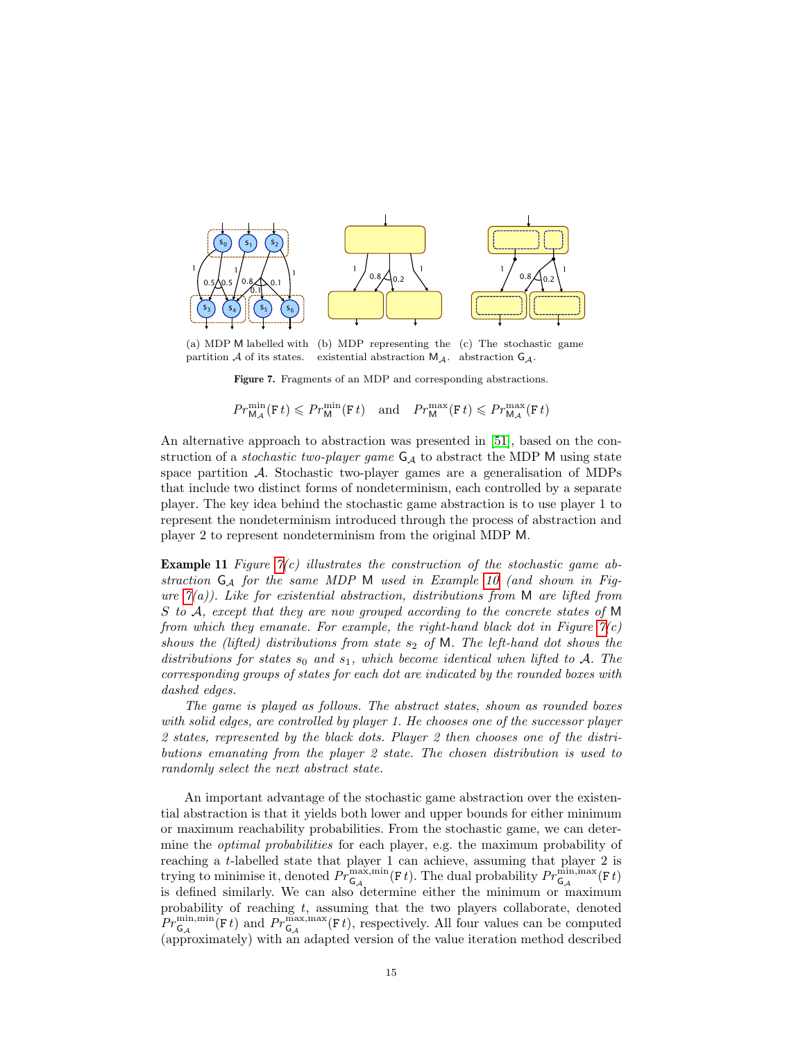(a) MDP $\mathsf{M}$ labelled with partition $\mathcal{A}$ of its states. (b) MDP representing the existential abstraction $\mathsf{M}_{\mathcal{A}}$. (c) The stochastic game abstraction $\mathsf{G}_{\mathcal{A}}$.

**Figure 7.** Fragments of an MDP and corresponding abstractions.

$$Pr^{\min}_{\mathsf{M}_{\mathcal{A}}}(\mathtt{F}\,t) \leqslant Pr^{\min}_{\mathsf{M}}(\mathtt{F}\,t) \quad \text{and} \quad Pr^{\max}_{\mathsf{M}}(\mathtt{F}\,t) \leqslant Pr^{\max}_{\mathsf{M}_{\mathcal{A}}}(\mathtt{F}\,t)$$

An alternative approach to abstraction was presented in [51], based on the construction of a *stochastic two-player game* $\mathsf{G}_{\mathcal{A}}$ to abstract the MDP $\mathsf{M}$ using state space partition $\mathcal{A}$. Stochastic two-player games are a generalisation of MDPs that include two distinct forms of nondeterminism, each controlled by a separate player. The key idea behind the stochastic game abstraction is to use player 1 to represent the nondeterminism introduced through the process of abstraction and player 2 to represent nondeterminism from the original MDP $\mathsf{M}$.

**Example 11** *Figure 7(c) illustrates the construction of the stochastic game abstraction $\mathsf{G}_{\mathcal{A}}$ for the same MDP $\mathsf{M}$ used in Example 10 (and shown in Figure 7(a)). Like for existential abstraction, distributions from $\mathsf{M}$ are lifted from $S$ to $\mathcal{A}$, except that they are now grouped according to the concrete states of $\mathsf{M}$ from which they emanate. For example, the right-hand black dot in Figure 7(c) shows the (lifted) distributions from state $s_2$ of $\mathsf{M}$. The left-hand dot shows the distributions for states $s_0$ and $s_1$, which become identical when lifted to $\mathcal{A}$. The corresponding groups of states for each dot are indicated by the rounded boxes with dashed edges.*

*The game is played as follows. The abstract states, shown as rounded boxes with solid edges, are controlled by player 1. He chooses one of the successor player 2 states, represented by the black dots. Player 2 then chooses one of the distributions emanating from the player 2 state. The chosen distribution is used to randomly select the next abstract state.*

An important advantage of the stochastic game abstraction over the existential abstraction is that it yields both lower and upper bounds for either minimum or maximum reachability probabilities. From the stochastic game, we can determine the *optimal probabilities* for each player, e.g. the maximum probability of reaching a $t$-labelled state that player 1 can achieve, assuming that player 2 is trying to minimise it, denoted $Pr^{\max,\min}_{\mathsf{G}_{\mathcal{A}}}(\mathtt{F}\,t)$. The dual probability $Pr^{\min,\max}_{\mathsf{G}_{\mathcal{A}}}(\mathtt{F}\,t)$ is defined similarly. We can also determine either the minimum or maximum probability of reaching $t$, assuming that the two players collaborate, denoted $Pr^{\min,\min}_{\mathsf{G}_{\mathcal{A}}}(\mathtt{F}\,t)$ and $Pr^{\max,\max}_{\mathsf{G}_{\mathcal{A}}}(\mathtt{F}\,t)$, respectively. All four values can be computed (approximately) with an adapted version of the value iteration method described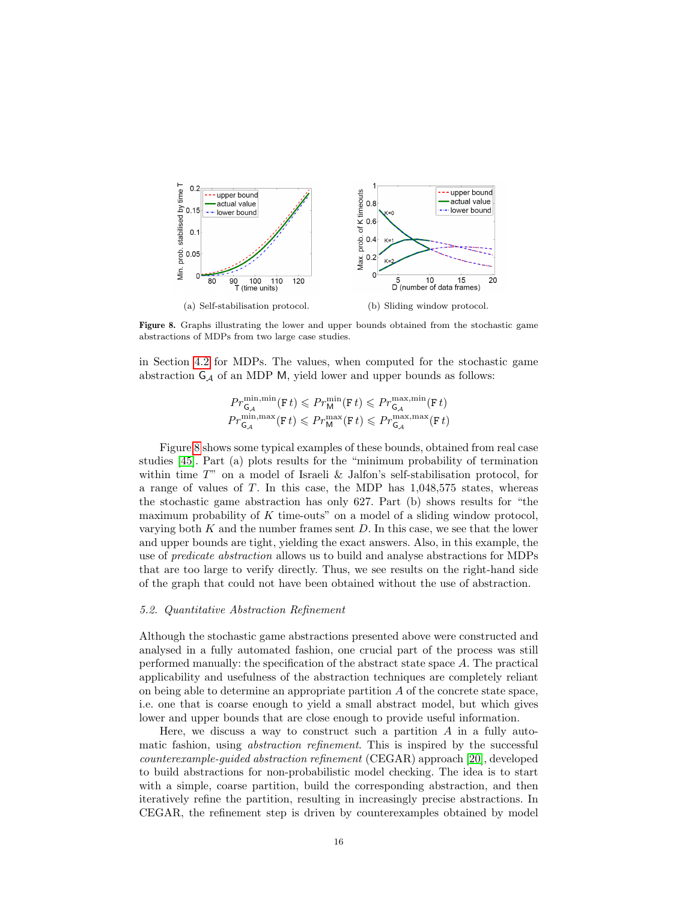(a) Self-stabilisation protocol.

(b) Sliding window protocol.

**Figure 8.** Graphs illustrating the lower and upper bounds obtained from the stochastic game abstractions of MDPs from two large case studies.

in Section 4.2 for MDPs. The values, when computed for the stochastic game abstraction $\mathsf{G}_{\mathcal{A}}$ of an MDP $\mathsf{M}$, yield lower and upper bounds as follows:

$$Pr^{\min,\min}_{\mathsf{G}_{\mathcal{A}}}(\mathtt{F}\,t) \leqslant Pr^{\min}_{\mathsf{M}}(\mathtt{F}\,t) \leqslant Pr^{\max,\min}_{\mathsf{G}_{\mathcal{A}}}(\mathtt{F}\,t)$$
$$Pr^{\min,\max}_{\mathsf{G}_{\mathcal{A}}}(\mathtt{F}\,t) \leqslant Pr^{\max}_{\mathsf{M}}(\mathtt{F}\,t) \leqslant Pr^{\max,\max}_{\mathsf{G}_{\mathcal{A}}}(\mathtt{F}\,t)$$

Figure 8 shows some typical examples of these bounds, obtained from real case studies [45]. Part (a) plots results for the "minimum probability of termination within time $T$" on a model of Israeli & Jalfon's self-stabilisation protocol, for a range of values of $T$. In this case, the MDP has 1,048,575 states, whereas the stochastic game abstraction has only 627. Part (b) shows results for "the maximum probability of $K$ time-outs" on a model of a sliding window protocol, varying both $K$ and the number frames sent $D$. In this case, we see that the lower and upper bounds are tight, yielding the exact answers. Also, in this example, the use of *predicate abstraction* allows us to build and analyse abstractions for MDPs that are too large to verify directly. Thus, we see results on the right-hand side of the graph that could not have been obtained without the use of abstraction.

### 5.2. Quantitative Abstraction Refinement

Although the stochastic game abstractions presented above were constructed and analysed in a fully automated fashion, one crucial part of the process was still performed manually: the specification of the abstract state space $A$. The practical applicability and usefulness of the abstraction techniques are completely reliant on being able to determine an appropriate partition $A$ of the concrete state space, i.e. one that is coarse enough to yield a small abstract model, but which gives lower and upper bounds that are close enough to provide useful information.

Here, we discuss a way to construct such a partition $A$ in a fully automatic fashion, using *abstraction refinement*. This is inspired by the successful *counterexample-guided abstraction refinement* (CEGAR) approach [20], developed to build abstractions for non-probabilistic model checking. The idea is to start with a simple, coarse partition, build the corresponding abstraction, and then iteratively refine the partition, resulting in increasingly precise abstractions. In CEGAR, the refinement step is driven by counterexamples obtained by model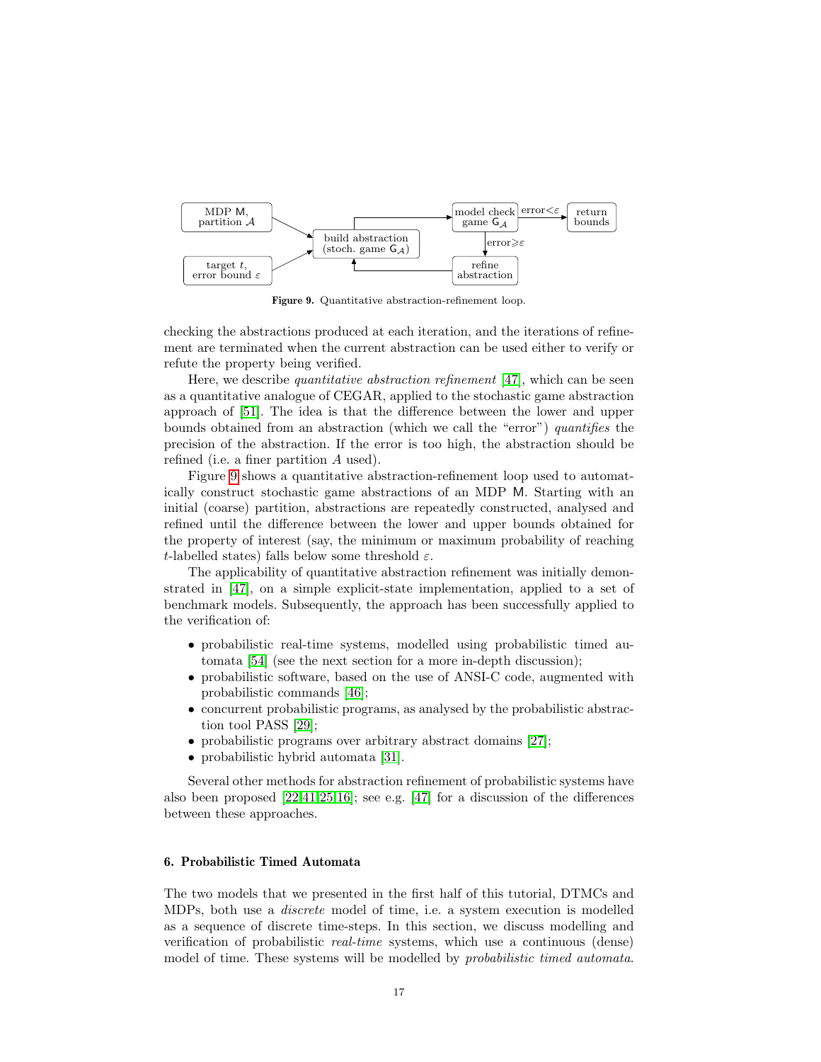Figure 9. Quantitative abstraction-refinement loop.

checking the abstractions produced at each iteration, and the iterations of refinement are terminated when the current abstraction can be used either to verify or refute the property being verified.

Here, we describe *quantitative abstraction refinement* [47], which can be seen as a quantitative analogue of CEGAR, applied to the stochastic game abstraction approach of [51]. The idea is that the difference between the lower and upper bounds obtained from an abstraction (which we call the "error") *quantifies* the precision of the abstraction. If the error is too high, the abstraction should be refined (i.e. a finer partition $A$ used).

Figure 9 shows a quantitative abstraction-refinement loop used to automatically construct stochastic game abstractions of an MDP $\mathsf{M}$. Starting with an initial (coarse) partition, abstractions are repeatedly constructed, analysed and refined until the difference between the lower and upper bounds obtained for the property of interest (say, the minimum or maximum probability of reaching $t$-labelled states) falls below some threshold $\varepsilon$.

The applicability of quantitative abstraction refinement was initially demonstrated in [47], on a simple explicit-state implementation, applied to a set of benchmark models. Subsequently, the approach has been successfully applied to the verification of:

- probabilistic real-time systems, modelled using probabilistic timed automata [54] (see the next section for a more in-depth discussion);
- probabilistic software, based on the use of ANSI-C code, augmented with probabilistic commands [46];
- concurrent probabilistic programs, as analysed by the probabilistic abstraction tool PASS [29];
- probabilistic programs over arbitrary abstract domains [27];
- probabilistic hybrid automata [31].

Several other methods for abstraction refinement of probabilistic systems have also been proposed [22,41,25,16]; see e.g. [47] for a discussion of the differences between these approaches.

## 6. Probabilistic Timed Automata

The two models that we presented in the first half of this tutorial, DTMCs and MDPs, both use a *discrete* model of time, i.e. a system execution is modelled as a sequence of discrete time-steps. In this section, we discuss modelling and verification of probabilistic *real-time* systems, which use a continuous (dense) model of time. These systems will be modelled by *probabilistic timed automata*.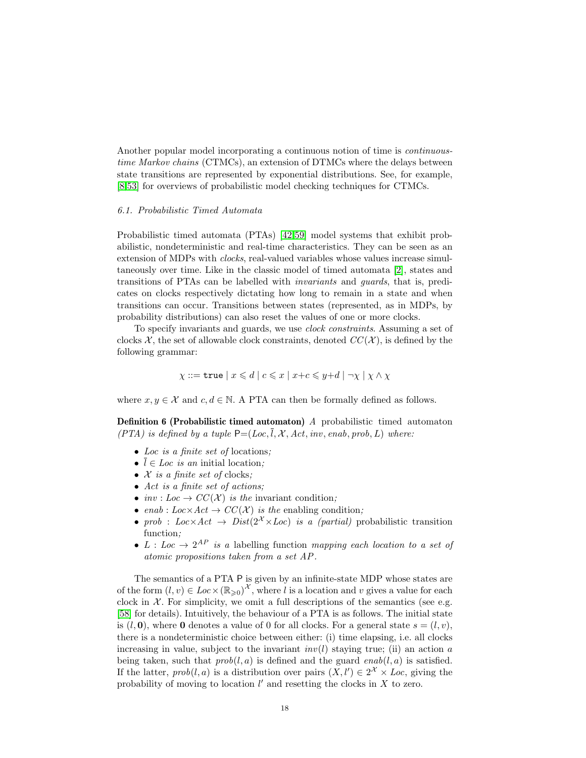Another popular model incorporating a continuous notion of time is *continuous-time Markov chains* (CTMCs), an extension of DTMCs where the delays between state transitions are represented by exponential distributions. See, for example, [8,53] for overviews of probabilistic model checking techniques for CTMCs.

### 6.1. Probabilistic Timed Automata

Probabilistic timed automata (PTAs) [42,59] model systems that exhibit probabilistic, nondeterministic and real-time characteristics. They can be seen as an extension of MDPs with *clocks*, real-valued variables whose values increase simultaneously over time. Like in the classic model of timed automata [2], states and transitions of PTAs can be labelled with *invariants* and *guards*, that is, predicates on clocks respectively dictating how long to remain in a state and when transitions can occur. Transitions between states (represented, as in MDPs, by probability distributions) can also reset the values of one or more clocks.

To specify invariants and guards, we use *clock constraints*. Assuming a set of clocks $\mathcal{X}$, the set of allowable clock constraints, denoted $CC(\mathcal{X})$, is defined by the following grammar:

$$\chi ::= \mathtt{true} \mid x \leqslant d \mid c \leqslant x \mid x{+}c \leqslant y{+}d \mid \neg\chi \mid \chi \wedge \chi$$

where $x, y \in \mathcal{X}$ and $c, d \in \mathbb{N}$. A PTA can then be formally defined as follows.

**Definition 6 (Probabilistic timed automaton)** *A probabilistic timed automaton (PTA) is defined by a tuple* $\mathsf{P}{=}(Loc, \overline{l}, \mathcal{X}, Act, inv, enab, prob, L)$ *where:*

- *$Loc$ is a finite set of* locations*;*
- *$\overline{l} \in Loc$ is an* initial location*;*
- *$\mathcal{X}$ is a finite set of* clocks*;*
- *$Act$ is a finite set of actions;*
- *$inv : Loc \rightarrow CC(\mathcal{X})$ is the* invariant condition*;*
- *$enab : Loc{\times}Act \rightarrow CC(\mathcal{X})$ is the* enabling condition*;*
- *$prob : Loc{\times}Act \rightarrow Dist(2^{\mathcal{X}}{\times}Loc)$ is a (partial)* probabilistic transition function*;*
- *$L : Loc \rightarrow 2^{AP}$ is a* labelling function *mapping each location to a set of atomic propositions taken from a set $AP$.*

The semantics of a PTA $\mathsf{P}$ is given by an infinite-state MDP whose states are of the form $(l, v) \in Loc \times (\mathbb{R}_{\geqslant 0})^{\mathcal{X}}$, where $l$ is a location and $v$ gives a value for each clock in $\mathcal{X}$. For simplicity, we omit a full descriptions of the semantics (see e.g. [58] for details). Intuitively, the behaviour of a PTA is as follows. The initial state is $(l, \mathbf{0})$, where $\mathbf{0}$ denotes a value of 0 for all clocks. For a general state $s = (l, v)$, there is a nondeterministic choice between either: (i) time elapsing, i.e. all clocks increasing in value, subject to the invariant $inv(l)$ staying true; (ii) an action $a$ being taken, such that $prob(l, a)$ is defined and the guard $enab(l, a)$ is satisfied. If the latter, $prob(l, a)$ is a distribution over pairs $(X, l') \in 2^{\mathcal{X}} \times Loc$, giving the probability of moving to location $l'$ and resetting the clocks in $X$ to zero.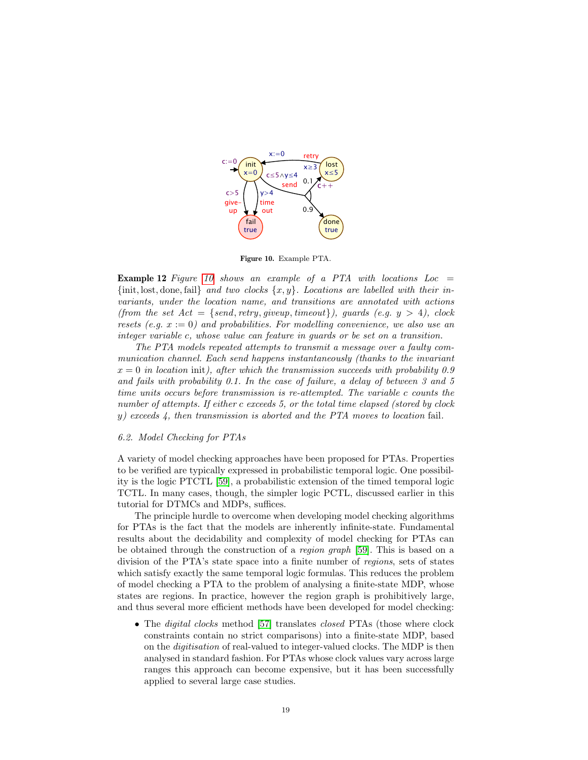**Figure 10.** Example PTA.

**Example 12** *Figure 10 shows an example of a PTA with locations* $Loc = \{\text{init}, \text{lost}, \text{done}, \text{fail}\}$ *and two clocks* $\{x, y\}$*. Locations are labelled with their invariants, under the location name, and transitions are annotated with actions (from the set* $Act = \{send, retry, giveup, timeout\}$*), guards (e.g.* $y > 4$*), clock resets (e.g.* $x := 0$*) and probabilities. For modelling convenience, we also use an integer variable* $c$*, whose value can feature in guards or be set on a transition.*

*The PTA models repeated attempts to transmit a message over a faulty communication channel. Each send happens instantaneously (thanks to the invariant* $x = 0$ *in location* init*), after which the transmission succeeds with probability 0.9 and fails with probability 0.1. In the case of failure, a delay of between 3 and 5 time units occurs before transmission is re-attempted. The variable* $c$ *counts the number of attempts. If either* $c$ *exceeds 5, or the total time elapsed (stored by clock* $y$*) exceeds 4, then transmission is aborted and the PTA moves to location* fail*.*

### 6.2. Model Checking for PTAs

A variety of model checking approaches have been proposed for PTAs. Properties to be verified are typically expressed in probabilistic temporal logic. One possibility is the logic PTCTL [59], a probabilistic extension of the timed temporal logic TCTL. In many cases, though, the simpler logic PCTL, discussed earlier in this tutorial for DTMCs and MDPs, suffices.

The principle hurdle to overcome when developing model checking algorithms for PTAs is the fact that the models are inherently infinite-state. Fundamental results about the decidability and complexity of model checking for PTAs can be obtained through the construction of a *region graph* [59]. This is based on a division of the PTA's state space into a finite number of *regions*, sets of states which satisfy exactly the same temporal logic formulas. This reduces the problem of model checking a PTA to the problem of analysing a finite-state MDP, whose states are regions. In practice, however the region graph is prohibitively large, and thus several more efficient methods have been developed for model checking:

- The *digital clocks* method [57] translates *closed* PTAs (those where clock constraints contain no strict comparisons) into a finite-state MDP, based on the *digitisation* of real-valued to integer-valued clocks. The MDP is then analysed in standard fashion. For PTAs whose clock values vary across large ranges this approach can become expensive, but it has been successfully applied to several large case studies.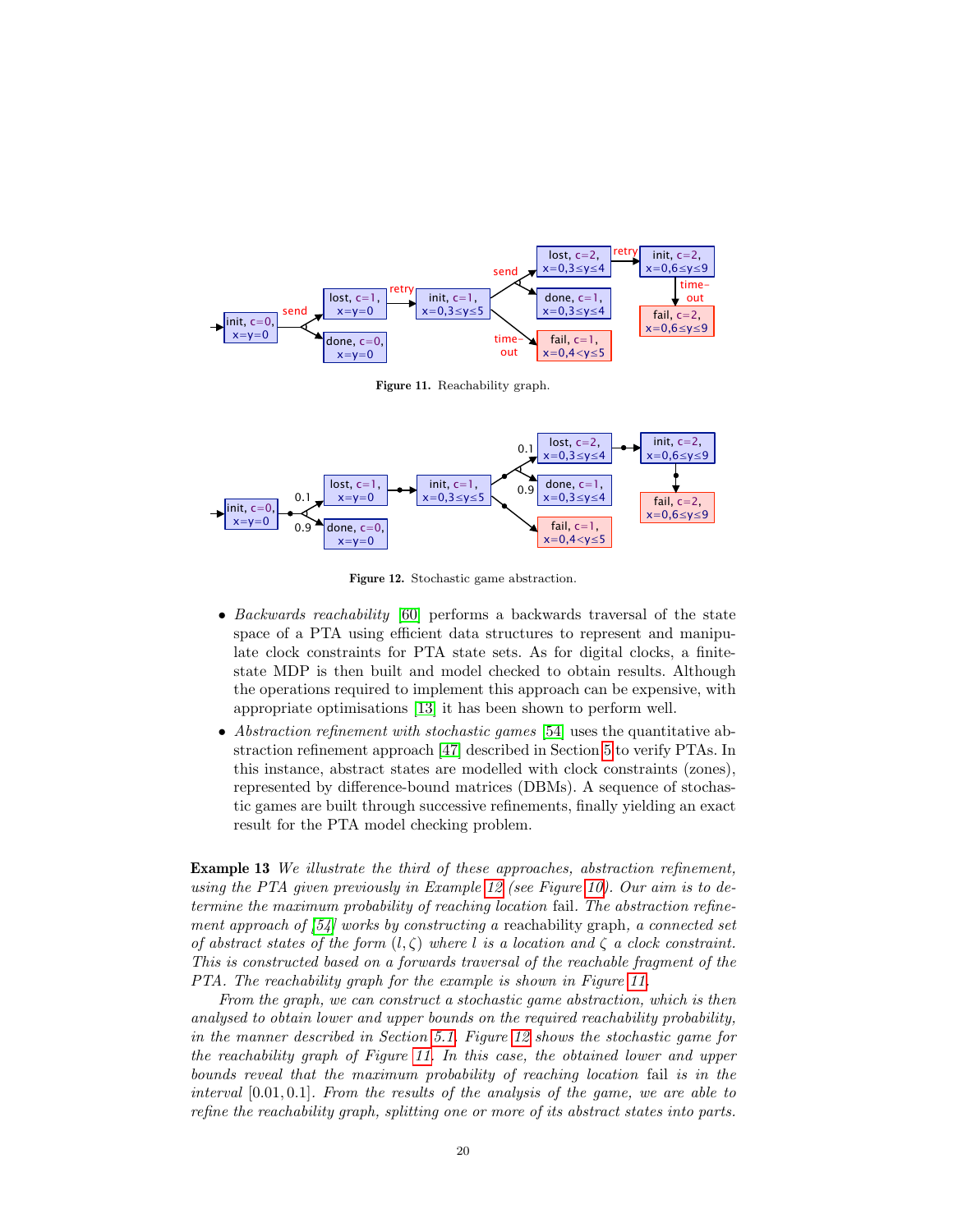Figure 11. Reachability graph.

Figure 12. Stochastic game abstraction.

- *Backwards reachability* [60] performs a backwards traversal of the state space of a PTA using efficient data structures to represent and manipulate clock constraints for PTA state sets. As for digital clocks, a finite-state MDP is then built and model checked to obtain results. Although the operations required to implement this approach can be expensive, with appropriate optimisations [13] it has been shown to perform well.
- *Abstraction refinement with stochastic games* [54] uses the quantitative abstraction refinement approach [47] described in Section 5 to verify PTAs. In this instance, abstract states are modelled with clock constraints (zones), represented by difference-bound matrices (DBMs). A sequence of stochastic games are built through successive refinements, finally yielding an exact result for the PTA model checking problem.

**Example 13** *We illustrate the third of these approaches, abstraction refinement, using the PTA given previously in Example 12 (see Figure 10). Our aim is to determine the maximum probability of reaching location* fail*. The abstraction refinement approach of [54] works by constructing a* reachability graph*, a connected set of abstract states of the form $(l, \zeta)$ where $l$ is a location and $\zeta$ a clock constraint. This is constructed based on a forwards traversal of the reachable fragment of the PTA. The reachability graph for the example is shown in Figure 11.*

*From the graph, we can construct a stochastic game abstraction, which is then analysed to obtain lower and upper bounds on the required reachability probability, in the manner described in Section 5.1. Figure 12 shows the stochastic game for the reachability graph of Figure 11. In this case, the obtained lower and upper bounds reveal that the maximum probability of reaching location* fail *is in the interval $[0.01, 0.1]$. From the results of the analysis of the game, we are able to refine the reachability graph, splitting one or more of its abstract states into parts.*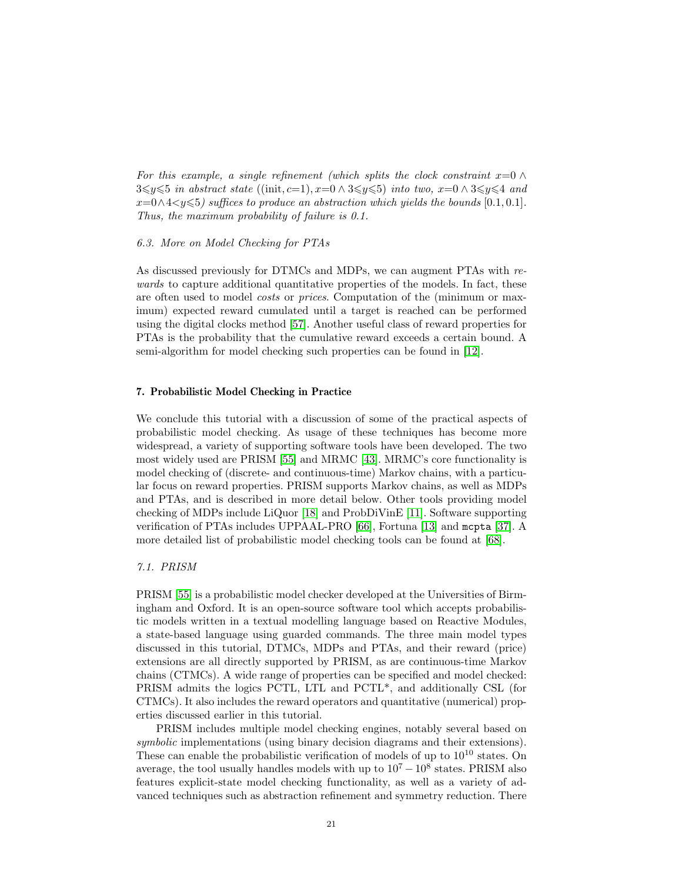*For this example, a single refinement (which splits the clock constraint $x{=}0 \wedge 3{\leqslant}y{\leqslant}5$ in abstract state $((\text{init}, c{=}1), x{=}0 \wedge 3{\leqslant}y{\leqslant}5)$ into two, $x{=}0 \wedge 3{\leqslant}y{\leqslant}4$ and $x{=}0 \wedge 4{<}y{\leqslant}5$) suffices to produce an abstraction which yields the bounds $[0.1, 0.1]$. Thus, the maximum probability of failure is 0.1.*

### 6.3. More on Model Checking for PTAs

As discussed previously for DTMCs and MDPs, we can augment PTAs with *rewards* to capture additional quantitative properties of the models. In fact, these are often used to model *costs* or *prices*. Computation of the (minimum or maximum) expected reward cumulated until a target is reached can be performed using the digital clocks method [57]. Another useful class of reward properties for PTAs is the probability that the cumulative reward exceeds a certain bound. A semi-algorithm for model checking such properties can be found in [12].

## 7. Probabilistic Model Checking in Practice

We conclude this tutorial with a discussion of some of the practical aspects of probabilistic model checking. As usage of these techniques has become more widespread, a variety of supporting software tools have been developed. The two most widely used are PRISM [55] and MRMC [43]. MRMC's core functionality is model checking of (discrete- and continuous-time) Markov chains, with a particular focus on reward properties. PRISM supports Markov chains, as well as MDPs and PTAs, and is described in more detail below. Other tools providing model checking of MDPs include LiQuor [18] and ProbDiVinE [11]. Software supporting verification of PTAs includes UPPAAL-PRO [66], Fortuna [13] and `mcpta` [37]. A more detailed list of probabilistic model checking tools can be found at [68].

### 7.1. PRISM

PRISM [55] is a probabilistic model checker developed at the Universities of Birmingham and Oxford. It is an open-source software tool which accepts probabilistic models written in a textual modelling language based on Reactive Modules, a state-based language using guarded commands. The three main model types discussed in this tutorial, DTMCs, MDPs and PTAs, and their reward (price) extensions are all directly supported by PRISM, as are continuous-time Markov chains (CTMCs). A wide range of properties can be specified and model checked: PRISM admits the logics PCTL, LTL and PCTL*, and additionally CSL (for CTMCs). It also includes the reward operators and quantitative (numerical) properties discussed earlier in this tutorial.

PRISM includes multiple model checking engines, notably several based on *symbolic* implementations (using binary decision diagrams and their extensions). These can enable the probabilistic verification of models of up to $10^{10}$ states. On average, the tool usually handles models with up to $10^7 - 10^8$ states. PRISM also features explicit-state model checking functionality, as well as a variety of advanced techniques such as abstraction refinement and symmetry reduction. There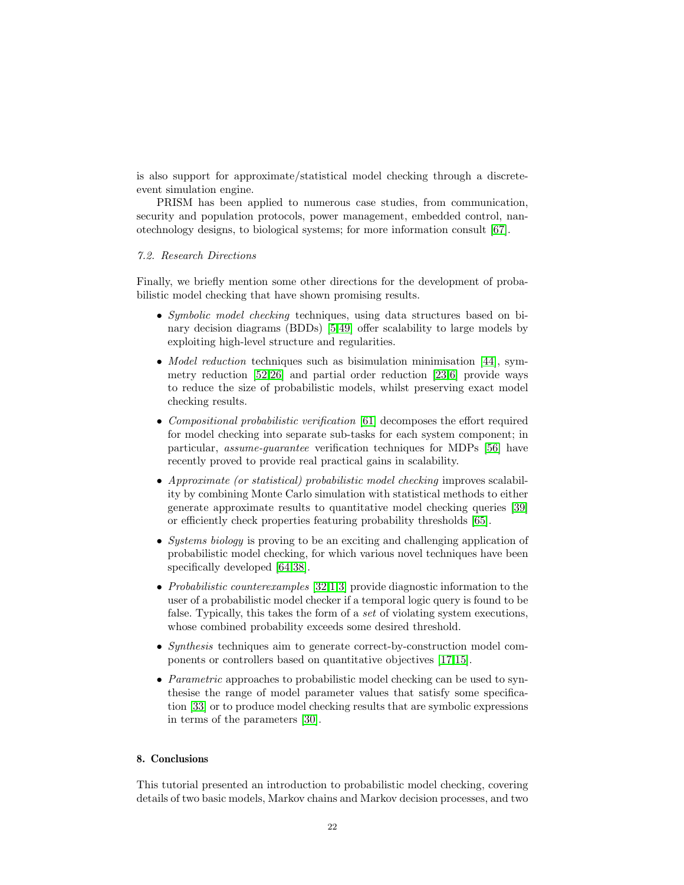is also support for approximate/statistical model checking through a discrete-event simulation engine.

PRISM has been applied to numerous case studies, from communication, security and population protocols, power management, embedded control, nanotechnology designs, to biological systems; for more information consult [67].

*7.2. Research Directions*

Finally, we briefly mention some other directions for the development of probabilistic model checking that have shown promising results.

- *Symbolic model checking* techniques, using data structures based on binary decision diagrams (BDDs) [5,49] offer scalability to large models by exploiting high-level structure and regularities.
- *Model reduction* techniques such as bisimulation minimisation [44], symmetry reduction [52,26] and partial order reduction [23,6] provide ways to reduce the size of probabilistic models, whilst preserving exact model checking results.
- *Compositional probabilistic verification* [61] decomposes the effort required for model checking into separate sub-tasks for each system component; in particular, *assume-guarantee* verification techniques for MDPs [56] have recently proved to provide real practical gains in scalability.
- *Approximate (or statistical) probabilistic model checking* improves scalability by combining Monte Carlo simulation with statistical methods to either generate approximate results to quantitative model checking queries [39] or efficiently check properties featuring probability thresholds [65].
- *Systems biology* is proving to be an exciting and challenging application of probabilistic model checking, for which various novel techniques have been specifically developed [64,38].
- *Probabilistic counterexamples* [32,1,3] provide diagnostic information to the user of a probabilistic model checker if a temporal logic query is found to be false. Typically, this takes the form of a *set* of violating system executions, whose combined probability exceeds some desired threshold.
- *Synthesis* techniques aim to generate correct-by-construction model components or controllers based on quantitative objectives [17,15].
- *Parametric* approaches to probabilistic model checking can be used to synthesise the range of model parameter values that satisfy some specification [33] or to produce model checking results that are symbolic expressions in terms of the parameters [30].

## 8. Conclusions

This tutorial presented an introduction to probabilistic model checking, covering details of two basic models, Markov chains and Markov decision processes, and two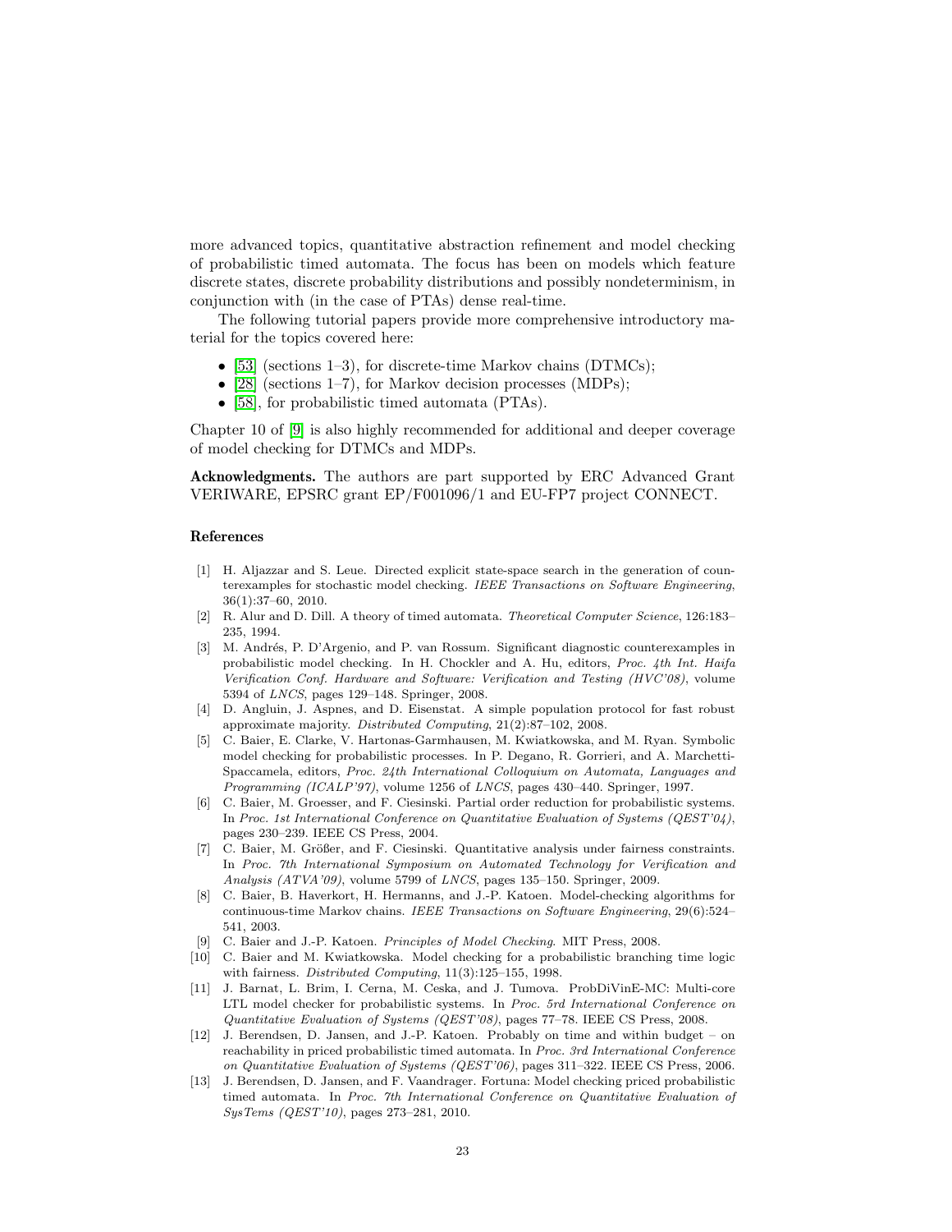more advanced topics, quantitative abstraction refinement and model checking of probabilistic timed automata. The focus has been on models which feature discrete states, discrete probability distributions and possibly nondeterminism, in conjunction with (in the case of PTAs) dense real-time.

The following tutorial papers provide more comprehensive introductory material for the topics covered here:

- [53] (sections 1–3), for discrete-time Markov chains (DTMCs);
- [28] (sections 1–7), for Markov decision processes (MDPs);
- [58], for probabilistic timed automata (PTAs).

Chapter 10 of [9] is also highly recommended for additional and deeper coverage of model checking for DTMCs and MDPs.

**Acknowledgments.** The authors are part supported by ERC Advanced Grant VERIWARE, EPSRC grant EP/F001096/1 and EU-FP7 project CONNECT.

## References

[1] H. Aljazzar and S. Leue. Directed explicit state-space search in the generation of counterexamples for stochastic model checking. *IEEE Transactions on Software Engineering*, 36(1):37–60, 2010.

[2] R. Alur and D. Dill. A theory of timed automata. *Theoretical Computer Science*, 126:183–235, 1994.

[3] M. Andrés, P. D'Argenio, and P. van Rossum. Significant diagnostic counterexamples in probabilistic model checking. In H. Chockler and A. Hu, editors, *Proc. 4th Int. Haifa Verification Conf. Hardware and Software: Verification and Testing (HVC'08)*, volume 5394 of *LNCS*, pages 129–148. Springer, 2008.

[4] D. Angluin, J. Aspnes, and D. Eisenstat. A simple population protocol for fast robust approximate majority. *Distributed Computing*, 21(2):87–102, 2008.

[5] C. Baier, E. Clarke, V. Hartonas-Garmhausen, M. Kwiatkowska, and M. Ryan. Symbolic model checking for probabilistic processes. In P. Degano, R. Gorrieri, and A. Marchetti-Spaccamela, editors, *Proc. 24th International Colloquium on Automata, Languages and Programming (ICALP'97)*, volume 1256 of *LNCS*, pages 430–440. Springer, 1997.

[6] C. Baier, M. Groesser, and F. Ciesinski. Partial order reduction for probabilistic systems. In *Proc. 1st International Conference on Quantitative Evaluation of Systems (QEST'04)*, pages 230–239. IEEE CS Press, 2004.

[7] C. Baier, M. Größer, and F. Ciesinski. Quantitative analysis under fairness constraints. In *Proc. 7th International Symposium on Automated Technology for Verification and Analysis (ATVA'09)*, volume 5799 of *LNCS*, pages 135–150. Springer, 2009.

[8] C. Baier, B. Haverkort, H. Hermanns, and J.-P. Katoen. Model-checking algorithms for continuous-time Markov chains. *IEEE Transactions on Software Engineering*, 29(6):524–541, 2003.

[9] C. Baier and J.-P. Katoen. *Principles of Model Checking*. MIT Press, 2008.

[10] C. Baier and M. Kwiatkowska. Model checking for a probabilistic branching time logic with fairness. *Distributed Computing*, 11(3):125–155, 1998.

[11] J. Barnat, L. Brim, I. Cerna, M. Ceska, and J. Tumova. ProbDiVinE-MC: Multi-core LTL model checker for probabilistic systems. In *Proc. 5rd International Conference on Quantitative Evaluation of Systems (QEST'08)*, pages 77–78. IEEE CS Press, 2008.

[12] J. Berendsen, D. Jansen, and J.-P. Katoen. Probably on time and within budget – on reachability in priced probabilistic timed automata. In *Proc. 3rd International Conference on Quantitative Evaluation of Systems (QEST'06)*, pages 311–322. IEEE CS Press, 2006.

[13] J. Berendsen, D. Jansen, and F. Vaandrager. Fortuna: Model checking priced probabilistic timed automata. In *Proc. 7th International Conference on Quantitative Evaluation of SysTems (QEST'10)*, pages 273–281, 2010.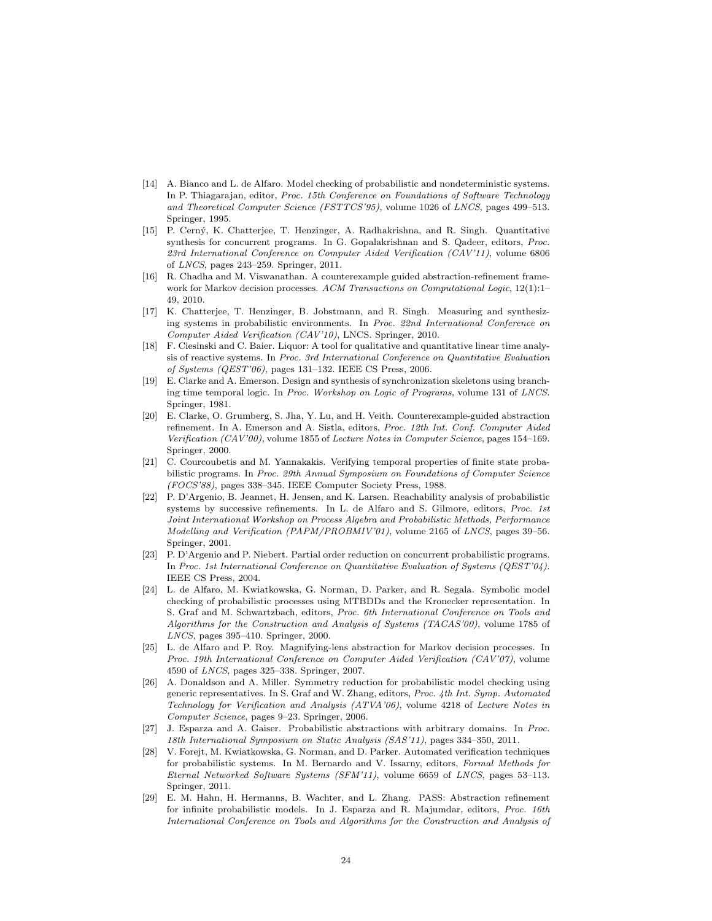[14] A. Bianco and L. de Alfaro. Model checking of probabilistic and nondeterministic systems. In P. Thiagarajan, editor, *Proc. 15th Conference on Foundations of Software Technology and Theoretical Computer Science (FSTTCS'95)*, volume 1026 of *LNCS*, pages 499–513. Springer, 1995.

[15] P. Cerný, K. Chatterjee, T. Henzinger, A. Radhakrishna, and R. Singh. Quantitative synthesis for concurrent programs. In G. Gopalakrishnan and S. Qadeer, editors, *Proc. 23rd International Conference on Computer Aided Verification (CAV'11)*, volume 6806 of *LNCS*, pages 243–259. Springer, 2011.

[16] R. Chadha and M. Viswanathan. A counterexample guided abstraction-refinement framework for Markov decision processes. *ACM Transactions on Computational Logic*, 12(1):1–49, 2010.

[17] K. Chatterjee, T. Henzinger, B. Jobstmann, and R. Singh. Measuring and synthesizing systems in probabilistic environments. In *Proc. 22nd International Conference on Computer Aided Verification (CAV'10)*, LNCS. Springer, 2010.

[18] F. Ciesinski and C. Baier. Liquor: A tool for qualitative and quantitative linear time analysis of reactive systems. In *Proc. 3rd International Conference on Quantitative Evaluation of Systems (QEST'06)*, pages 131–132. IEEE CS Press, 2006.

[19] E. Clarke and A. Emerson. Design and synthesis of synchronization skeletons using branching time temporal logic. In *Proc. Workshop on Logic of Programs*, volume 131 of *LNCS*. Springer, 1981.

[20] E. Clarke, O. Grumberg, S. Jha, Y. Lu, and H. Veith. Counterexample-guided abstraction refinement. In A. Emerson and A. Sistla, editors, *Proc. 12th Int. Conf. Computer Aided Verification (CAV'00)*, volume 1855 of *Lecture Notes in Computer Science*, pages 154–169. Springer, 2000.

[21] C. Courcoubetis and M. Yannakakis. Verifying temporal properties of finite state probabilistic programs. In *Proc. 29th Annual Symposium on Foundations of Computer Science (FOCS'88)*, pages 338–345. IEEE Computer Society Press, 1988.

[22] P. D'Argenio, B. Jeannet, H. Jensen, and K. Larsen. Reachability analysis of probabilistic systems by successive refinements. In L. de Alfaro and S. Gilmore, editors, *Proc. 1st Joint International Workshop on Process Algebra and Probabilistic Methods, Performance Modelling and Verification (PAPM/PROBMIV'01)*, volume 2165 of *LNCS*, pages 39–56. Springer, 2001.

[23] P. D'Argenio and P. Niebert. Partial order reduction on concurrent probabilistic programs. In *Proc. 1st International Conference on Quantitative Evaluation of Systems (QEST'04)*. IEEE CS Press, 2004.

[24] L. de Alfaro, M. Kwiatkowska, G. Norman, D. Parker, and R. Segala. Symbolic model checking of probabilistic processes using MTBDDs and the Kronecker representation. In S. Graf and M. Schwartzbach, editors, *Proc. 6th International Conference on Tools and Algorithms for the Construction and Analysis of Systems (TACAS'00)*, volume 1785 of *LNCS*, pages 395–410. Springer, 2000.

[25] L. de Alfaro and P. Roy. Magnifying-lens abstraction for Markov decision processes. In *Proc. 19th International Conference on Computer Aided Verification (CAV'07)*, volume 4590 of *LNCS*, pages 325–338. Springer, 2007.

[26] A. Donaldson and A. Miller. Symmetry reduction for probabilistic model checking using generic representatives. In S. Graf and W. Zhang, editors, *Proc. 4th Int. Symp. Automated Technology for Verification and Analysis (ATVA'06)*, volume 4218 of *Lecture Notes in Computer Science*, pages 9–23. Springer, 2006.

[27] J. Esparza and A. Gaiser. Probabilistic abstractions with arbitrary domains. In *Proc. 18th International Symposium on Static Analysis (SAS'11)*, pages 334–350, 2011.

[28] V. Forejt, M. Kwiatkowska, G. Norman, and D. Parker. Automated verification techniques for probabilistic systems. In M. Bernardo and V. Issarny, editors, *Formal Methods for Eternal Networked Software Systems (SFM'11)*, volume 6659 of *LNCS*, pages 53–113. Springer, 2011.

[29] E. M. Hahn, H. Hermanns, B. Wachter, and L. Zhang. PASS: Abstraction refinement for infinite probabilistic models. In J. Esparza and R. Majumdar, editors, *Proc. 16th International Conference on Tools and Algorithms for the Construction and Analysis of*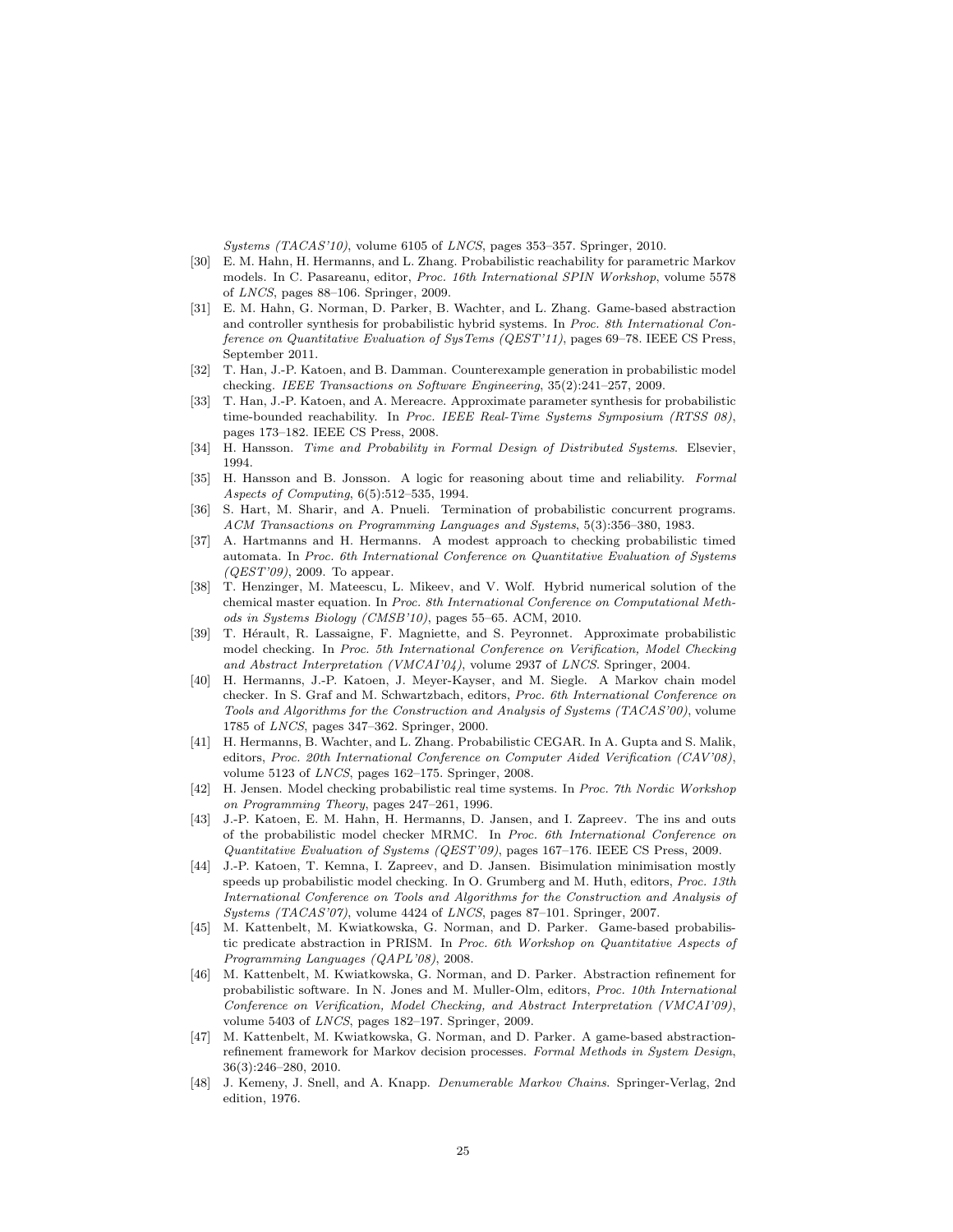*Systems (TACAS'10)*, volume 6105 of *LNCS*, pages 353–357. Springer, 2010.

[30] E. M. Hahn, H. Hermanns, and L. Zhang. Probabilistic reachability for parametric Markov models. In C. Pasareanu, editor, *Proc. 16th International SPIN Workshop*, volume 5578 of *LNCS*, pages 88–106. Springer, 2009.

[31] E. M. Hahn, G. Norman, D. Parker, B. Wachter, and L. Zhang. Game-based abstraction and controller synthesis for probabilistic hybrid systems. In *Proc. 8th International Conference on Quantitative Evaluation of SysTems (QEST'11)*, pages 69–78. IEEE CS Press, September 2011.

[32] T. Han, J.-P. Katoen, and B. Damman. Counterexample generation in probabilistic model checking. *IEEE Transactions on Software Engineering*, 35(2):241–257, 2009.

[33] T. Han, J.-P. Katoen, and A. Mereacre. Approximate parameter synthesis for probabilistic time-bounded reachability. In *Proc. IEEE Real-Time Systems Symposium (RTSS 08)*, pages 173–182. IEEE CS Press, 2008.

[34] H. Hansson. *Time and Probability in Formal Design of Distributed Systems*. Elsevier, 1994.

[35] H. Hansson and B. Jonsson. A logic for reasoning about time and reliability. *Formal Aspects of Computing*, 6(5):512–535, 1994.

[36] S. Hart, M. Sharir, and A. Pnueli. Termination of probabilistic concurrent programs. *ACM Transactions on Programming Languages and Systems*, 5(3):356–380, 1983.

[37] A. Hartmanns and H. Hermanns. A modest approach to checking probabilistic timed automata. In *Proc. 6th International Conference on Quantitative Evaluation of Systems (QEST'09)*, 2009. To appear.

[38] T. Henzinger, M. Mateescu, L. Mikeev, and V. Wolf. Hybrid numerical solution of the chemical master equation. In *Proc. 8th International Conference on Computational Methods in Systems Biology (CMSB'10)*, pages 55–65. ACM, 2010.

[39] T. Hérault, R. Lassaigne, F. Magniette, and S. Peyronnet. Approximate probabilistic model checking. In *Proc. 5th International Conference on Verification, Model Checking and Abstract Interpretation (VMCAI'04)*, volume 2937 of *LNCS*. Springer, 2004.

[40] H. Hermanns, J.-P. Katoen, J. Meyer-Kayser, and M. Siegle. A Markov chain model checker. In S. Graf and M. Schwartzbach, editors, *Proc. 6th International Conference on Tools and Algorithms for the Construction and Analysis of Systems (TACAS'00)*, volume 1785 of *LNCS*, pages 347–362. Springer, 2000.

[41] H. Hermanns, B. Wachter, and L. Zhang. Probabilistic CEGAR. In A. Gupta and S. Malik, editors, *Proc. 20th International Conference on Computer Aided Verification (CAV'08)*, volume 5123 of *LNCS*, pages 162–175. Springer, 2008.

[42] H. Jensen. Model checking probabilistic real time systems. In *Proc. 7th Nordic Workshop on Programming Theory*, pages 247–261, 1996.

[43] J.-P. Katoen, E. M. Hahn, H. Hermanns, D. Jansen, and I. Zapreev. The ins and outs of the probabilistic model checker MRMC. In *Proc. 6th International Conference on Quantitative Evaluation of Systems (QEST'09)*, pages 167–176. IEEE CS Press, 2009.

[44] J.-P. Katoen, T. Kemna, I. Zapreev, and D. Jansen. Bisimulation minimisation mostly speeds up probabilistic model checking. In O. Grumberg and M. Huth, editors, *Proc. 13th International Conference on Tools and Algorithms for the Construction and Analysis of Systems (TACAS'07)*, volume 4424 of *LNCS*, pages 87–101. Springer, 2007.

[45] M. Kattenbelt, M. Kwiatkowska, G. Norman, and D. Parker. Game-based probabilistic predicate abstraction in PRISM. In *Proc. 6th Workshop on Quantitative Aspects of Programming Languages (QAPL'08)*, 2008.

[46] M. Kattenbelt, M. Kwiatkowska, G. Norman, and D. Parker. Abstraction refinement for probabilistic software. In N. Jones and M. Muller-Olm, editors, *Proc. 10th International Conference on Verification, Model Checking, and Abstract Interpretation (VMCAI'09)*, volume 5403 of *LNCS*, pages 182–197. Springer, 2009.

[47] M. Kattenbelt, M. Kwiatkowska, G. Norman, and D. Parker. A game-based abstraction-refinement framework for Markov decision processes. *Formal Methods in System Design*, 36(3):246–280, 2010.

[48] J. Kemeny, J. Snell, and A. Knapp. *Denumerable Markov Chains*. Springer-Verlag, 2nd edition, 1976.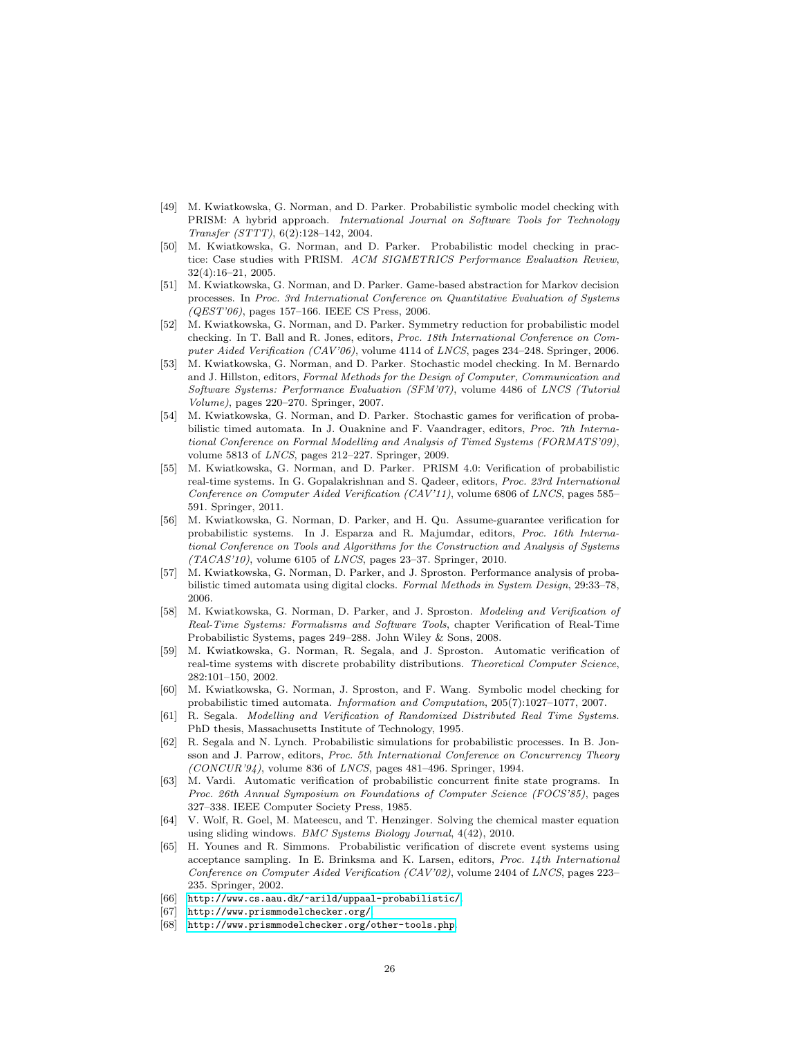[49] M. Kwiatkowska, G. Norman, and D. Parker. Probabilistic symbolic model checking with PRISM: A hybrid approach. *International Journal on Software Tools for Technology Transfer (STTT)*, 6(2):128–142, 2004.

[50] M. Kwiatkowska, G. Norman, and D. Parker. Probabilistic model checking in practice: Case studies with PRISM. *ACM SIGMETRICS Performance Evaluation Review*, 32(4):16–21, 2005.

[51] M. Kwiatkowska, G. Norman, and D. Parker. Game-based abstraction for Markov decision processes. In *Proc. 3rd International Conference on Quantitative Evaluation of Systems (QEST'06)*, pages 157–166. IEEE CS Press, 2006.

[52] M. Kwiatkowska, G. Norman, and D. Parker. Symmetry reduction for probabilistic model checking. In T. Ball and R. Jones, editors, *Proc. 18th International Conference on Computer Aided Verification (CAV'06)*, volume 4114 of *LNCS*, pages 234–248. Springer, 2006.

[53] M. Kwiatkowska, G. Norman, and D. Parker. Stochastic model checking. In M. Bernardo and J. Hillston, editors, *Formal Methods for the Design of Computer, Communication and Software Systems: Performance Evaluation (SFM'07)*, volume 4486 of *LNCS (Tutorial Volume)*, pages 220–270. Springer, 2007.

[54] M. Kwiatkowska, G. Norman, and D. Parker. Stochastic games for verification of probabilistic timed automata. In J. Ouaknine and F. Vaandrager, editors, *Proc. 7th International Conference on Formal Modelling and Analysis of Timed Systems (FORMATS'09)*, volume 5813 of *LNCS*, pages 212–227. Springer, 2009.

[55] M. Kwiatkowska, G. Norman, and D. Parker. PRISM 4.0: Verification of probabilistic real-time systems. In G. Gopalakrishnan and S. Qadeer, editors, *Proc. 23rd International Conference on Computer Aided Verification (CAV'11)*, volume 6806 of *LNCS*, pages 585–591. Springer, 2011.

[56] M. Kwiatkowska, G. Norman, D. Parker, and H. Qu. Assume-guarantee verification for probabilistic systems. In J. Esparza and R. Majumdar, editors, *Proc. 16th International Conference on Tools and Algorithms for the Construction and Analysis of Systems (TACAS'10)*, volume 6105 of *LNCS*, pages 23–37. Springer, 2010.

[57] M. Kwiatkowska, G. Norman, D. Parker, and J. Sproston. Performance analysis of probabilistic timed automata using digital clocks. *Formal Methods in System Design*, 29:33–78, 2006.

[58] M. Kwiatkowska, G. Norman, D. Parker, and J. Sproston. *Modeling and Verification of Real-Time Systems: Formalisms and Software Tools*, chapter Verification of Real-Time Probabilistic Systems, pages 249–288. John Wiley & Sons, 2008.

[59] M. Kwiatkowska, G. Norman, R. Segala, and J. Sproston. Automatic verification of real-time systems with discrete probability distributions. *Theoretical Computer Science*, 282:101–150, 2002.

[60] M. Kwiatkowska, G. Norman, J. Sproston, and F. Wang. Symbolic model checking for probabilistic timed automata. *Information and Computation*, 205(7):1027–1077, 2007.

[61] R. Segala. *Modelling and Verification of Randomized Distributed Real Time Systems*. PhD thesis, Massachusetts Institute of Technology, 1995.

[62] R. Segala and N. Lynch. Probabilistic simulations for probabilistic processes. In B. Jonsson and J. Parrow, editors, *Proc. 5th International Conference on Concurrency Theory (CONCUR'94)*, volume 836 of *LNCS*, pages 481–496. Springer, 1994.

[63] M. Vardi. Automatic verification of probabilistic concurrent finite state programs. In *Proc. 26th Annual Symposium on Foundations of Computer Science (FOCS'85)*, pages 327–338. IEEE Computer Society Press, 1985.

[64] V. Wolf, R. Goel, M. Mateescu, and T. Henzinger. Solving the chemical master equation using sliding windows. *BMC Systems Biology Journal*, 4(42), 2010.

[65] H. Younes and R. Simmons. Probabilistic verification of discrete event systems using acceptance sampling. In E. Brinksma and K. Larsen, editors, *Proc. 14th International Conference on Computer Aided Verification (CAV'02)*, volume 2404 of *LNCS*, pages 223–235. Springer, 2002.

[66] http://www.cs.aau.dk/~arild/uppaal-probabilistic/

[67] http://www.prismmodelchecker.org/

[68] http://www.prismmodelchecker.org/other-tools.php.